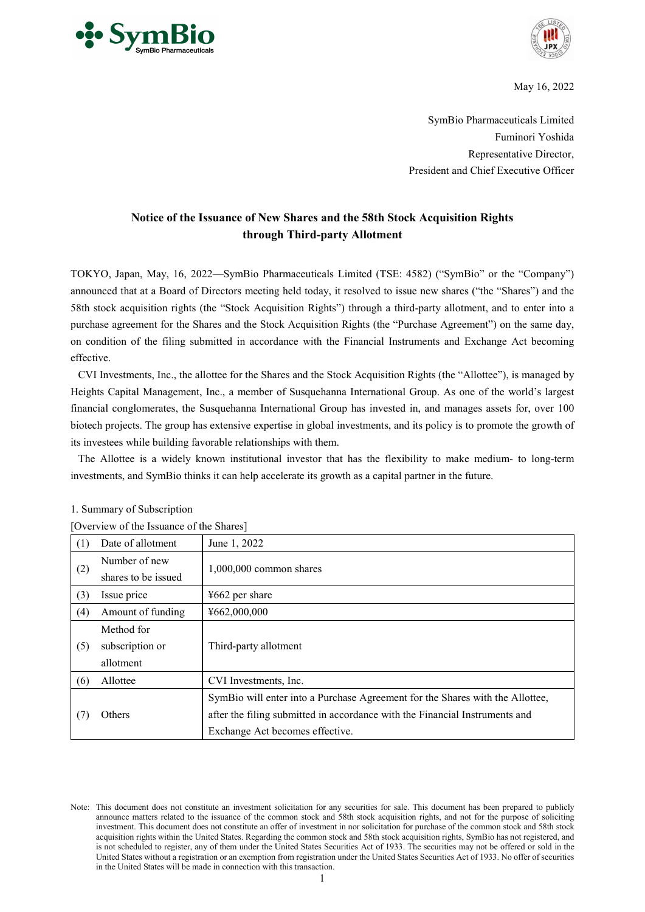May 16, 2022

SymBio Pharmaceuticals Limited
Fuminori Yoshida
Representative Director,
President and Chief Executive Officer

# Notice of the Issuance of New Shares and the 58th Stock Acquisition Rights through Third-party Allotment

TOKYO, Japan, May, 16, 2022—SymBio Pharmaceuticals Limited (TSE: 4582) ("SymBio" or the "Company") announced that at a Board of Directors meeting held today, it resolved to issue new shares ("the "Shares") and the 58th stock acquisition rights (the "Stock Acquisition Rights") through a third-party allotment, and to enter into a purchase agreement for the Shares and the Stock Acquisition Rights (the "Purchase Agreement") on the same day, on condition of the filing submitted in accordance with the Financial Instruments and Exchange Act becoming effective.

CVI Investments, Inc., the allottee for the Shares and the Stock Acquisition Rights (the "Allottee"), is managed by Heights Capital Management, Inc., a member of Susquehanna International Group. As one of the world's largest financial conglomerates, the Susquehanna International Group has invested in, and manages assets for, over 100 biotech projects. The group has extensive expertise in global investments, and its policy is to promote the growth of its investees while building favorable relationships with them.

The Allottee is a widely known institutional investor that has the flexibility to make medium- to long-term investments, and SymBio thinks it can help accelerate its growth as a capital partner in the future.

1. Summary of Subscription

[Overview of the Issuance of the Shares]

| (1) | Date of allotment | June 1, 2022 |
|---|---|---|
| (2) | Number of new shares to be issued | 1,000,000 common shares |
| (3) | Issue price | ¥662 per share |
| (4) | Amount of funding | ¥662,000,000 |
| (5) | Method for subscription or allotment | Third-party allotment |
| (6) | Allottee | CVI Investments, Inc. |
| (7) | Others | SymBio will enter into a Purchase Agreement for the Shares with the Allottee, after the filing submitted in accordance with the Financial Instruments and Exchange Act becomes effective. |

Note: This document does not constitute an investment solicitation for any securities for sale. This document has been prepared to publicly announce matters related to the issuance of the common stock and 58th stock acquisition rights, and not for the purpose of soliciting investment. This document does not constitute an offer of investment in nor solicitation for purchase of the common stock and 58th stock acquisition rights within the United States. Regarding the common stock and 58th stock acquisition rights, SymBio has not registered, and is not scheduled to register, any of them under the United States Securities Act of 1933. The securities may not be offered or sold in the United States without a registration or an exemption from registration under the United States Securities Act of 1933. No offer of securities in the United States will be made in connection with this transaction.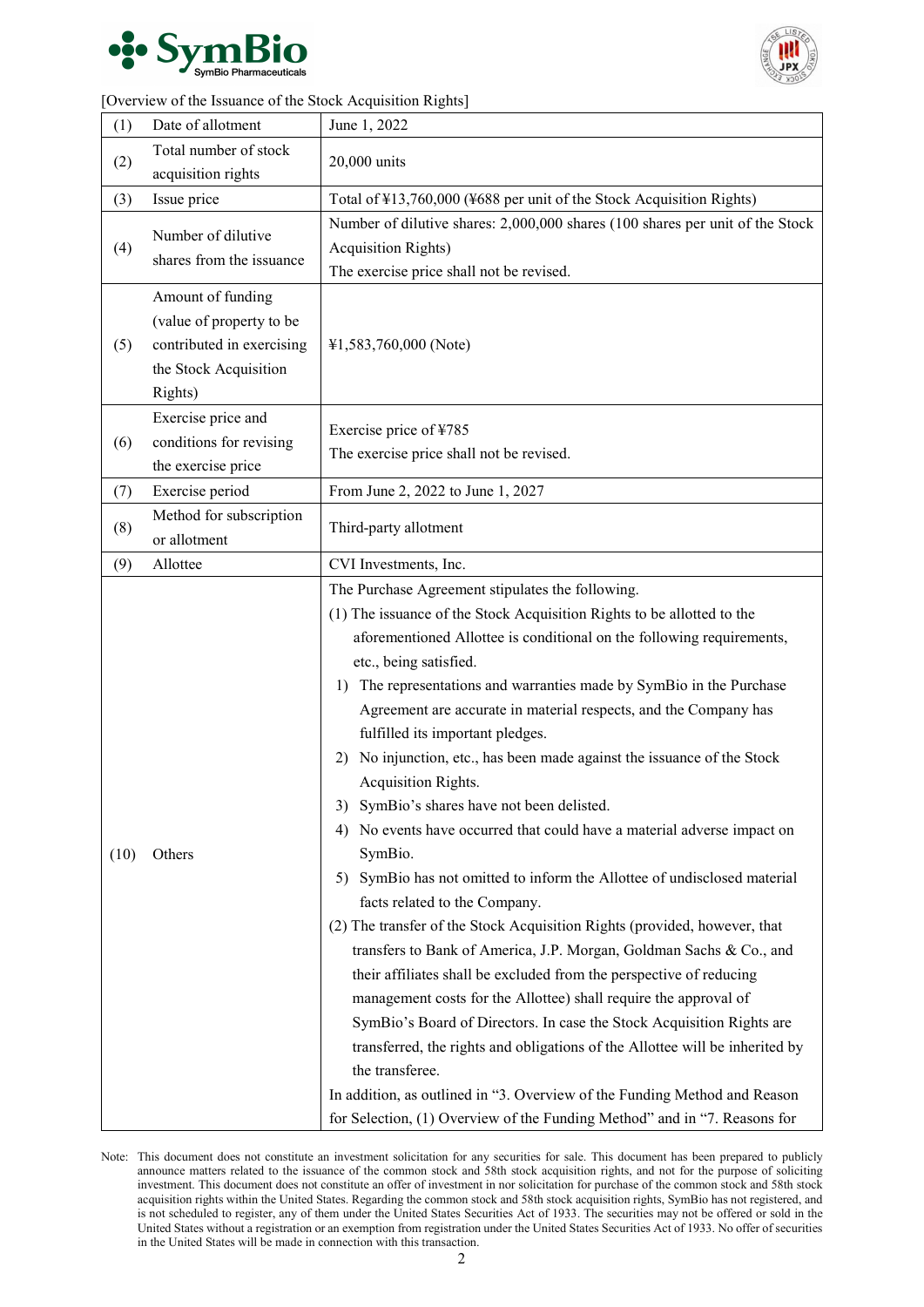[Overview of the Issuance of the Stock Acquisition Rights]

| | | |
|---|---|---|
| (1) | Date of allotment | June 1, 2022 |
| (2) | Total number of stock acquisition rights | 20,000 units |
| (3) | Issue price | Total of ¥13,760,000 (¥688 per unit of the Stock Acquisition Rights) |
| (4) | Number of dilutive shares from the issuance | Number of dilutive shares: 2,000,000 shares (100 shares per unit of the Stock Acquisition Rights)<br>The exercise price shall not be revised. |
| (5) | Amount of funding (value of property to be contributed in exercising the Stock Acquisition Rights) | ¥1,583,760,000 (Note) |
| (6) | Exercise price and conditions for revising the exercise price | Exercise price of ¥785<br>The exercise price shall not be revised. |
| (7) | Exercise period | From June 2, 2022 to June 1, 2027 |
| (8) | Method for subscription or allotment | Third-party allotment |
| (9) | Allottee | CVI Investments, Inc. |
| (10) | Others | The Purchase Agreement stipulates the following.<br>(1) The issuance of the Stock Acquisition Rights to be allotted to the aforementioned Allottee is conditional on the following requirements, etc., being satisfied.<br>1) The representations and warranties made by SymBio in the Purchase Agreement are accurate in material respects, and the Company has fulfilled its important pledges.<br>2) No injunction, etc., has been made against the issuance of the Stock Acquisition Rights.<br>3) SymBio's shares have not been delisted.<br>4) No events have occurred that could have a material adverse impact on SymBio.<br>5) SymBio has not omitted to inform the Allottee of undisclosed material facts related to the Company.<br>(2) The transfer of the Stock Acquisition Rights (provided, however, that transfers to Bank of America, J.P. Morgan, Goldman Sachs & Co., and their affiliates shall be excluded from the perspective of reducing management costs for the Allottee) shall require the approval of SymBio's Board of Directors. In case the Stock Acquisition Rights are transferred, the rights and obligations of the Allottee will be inherited by the transferee.<br>In addition, as outlined in "3. Overview of the Funding Method and Reason for Selection, (1) Overview of the Funding Method" and in "7. Reasons for |

Note: This document does not constitute an investment solicitation for any securities for sale. This document has been prepared to publicly announce matters related to the issuance of the common stock and 58th stock acquisition rights, and not for the purpose of soliciting investment. This document does not constitute an offer of investment in nor solicitation for purchase of the common stock and 58th stock acquisition rights within the United States. Regarding the common stock and 58th stock acquisition rights, SymBio has not registered, and is not scheduled to register, any of them under the United States Securities Act of 1933. The securities may not be offered or sold in the United States without a registration or an exemption from registration under the United States Securities Act of 1933. No offer of securities in the United States will be made in connection with this transaction.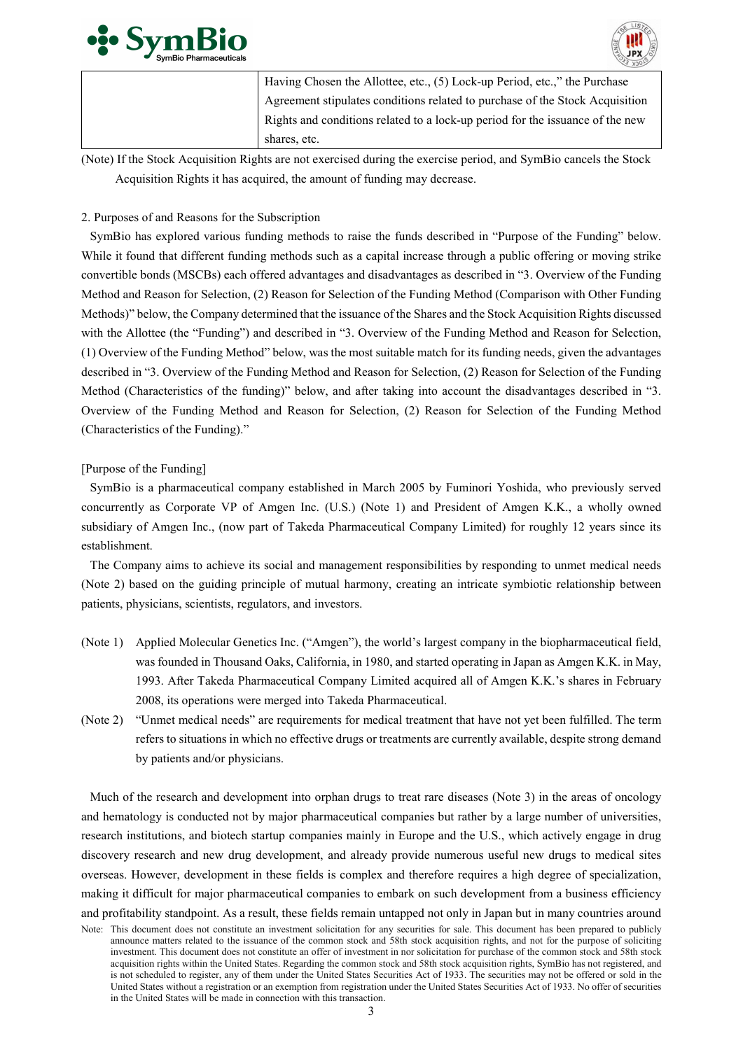|  | Having Chosen the Allottee, etc., (5) Lock-up Period, etc.," the Purchase Agreement stipulates conditions related to purchase of the Stock Acquisition Rights and conditions related to a lock-up period for the issuance of the new shares, etc. |
|---|---|

(Note) If the Stock Acquisition Rights are not exercised during the exercise period, and SymBio cancels the Stock Acquisition Rights it has acquired, the amount of funding may decrease.

2. Purposes of and Reasons for the Subscription

SymBio has explored various funding methods to raise the funds described in "Purpose of the Funding" below. While it found that different funding methods such as a capital increase through a public offering or moving strike convertible bonds (MSCBs) each offered advantages and disadvantages as described in "3. Overview of the Funding Method and Reason for Selection, (2) Reason for Selection of the Funding Method (Comparison with Other Funding Methods)" below, the Company determined that the issuance of the Shares and the Stock Acquisition Rights discussed with the Allottee (the "Funding") and described in "3. Overview of the Funding Method and Reason for Selection, (1) Overview of the Funding Method" below, was the most suitable match for its funding needs, given the advantages described in "3. Overview of the Funding Method and Reason for Selection, (2) Reason for Selection of the Funding Method (Characteristics of the funding)" below, and after taking into account the disadvantages described in "3. Overview of the Funding Method and Reason for Selection, (2) Reason for Selection of the Funding Method (Characteristics of the Funding)."

[Purpose of the Funding]

SymBio is a pharmaceutical company established in March 2005 by Fuminori Yoshida, who previously served concurrently as Corporate VP of Amgen Inc. (U.S.) (Note 1) and President of Amgen K.K., a wholly owned subsidiary of Amgen Inc., (now part of Takeda Pharmaceutical Company Limited) for roughly 12 years since its establishment.

The Company aims to achieve its social and management responsibilities by responding to unmet medical needs (Note 2) based on the guiding principle of mutual harmony, creating an intricate symbiotic relationship between patients, physicians, scientists, regulators, and investors.

(Note 1) Applied Molecular Genetics Inc. ("Amgen"), the world's largest company in the biopharmaceutical field, was founded in Thousand Oaks, California, in 1980, and started operating in Japan as Amgen K.K. in May, 1993. After Takeda Pharmaceutical Company Limited acquired all of Amgen K.K.'s shares in February 2008, its operations were merged into Takeda Pharmaceutical.

(Note 2) "Unmet medical needs" are requirements for medical treatment that have not yet been fulfilled. The term refers to situations in which no effective drugs or treatments are currently available, despite strong demand by patients and/or physicians.

Much of the research and development into orphan drugs to treat rare diseases (Note 3) in the areas of oncology and hematology is conducted not by major pharmaceutical companies but rather by a large number of universities, research institutions, and biotech startup companies mainly in Europe and the U.S., which actively engage in drug discovery research and new drug development, and already provide numerous useful new drugs to medical sites overseas. However, development in these fields is complex and therefore requires a high degree of specialization, making it difficult for major pharmaceutical companies to embark on such development from a business efficiency and profitability standpoint. As a result, these fields remain untapped not only in Japan but in many countries around

Note: This document does not constitute an investment solicitation for any securities for sale. This document has been prepared to publicly announce matters related to the issuance of the common stock and 58th stock acquisition rights, and not for the purpose of soliciting investment. This document does not constitute an offer of investment in nor solicitation for purchase of the common stock and 58th stock acquisition rights within the United States. Regarding the common stock and 58th stock acquisition rights, SymBio has not registered, and is not scheduled to register, any of them under the United States Securities Act of 1933. The securities may not be offered or sold in the United States without a registration or an exemption from registration under the United States Securities Act of 1933. No offer of securities in the United States will be made in connection with this transaction.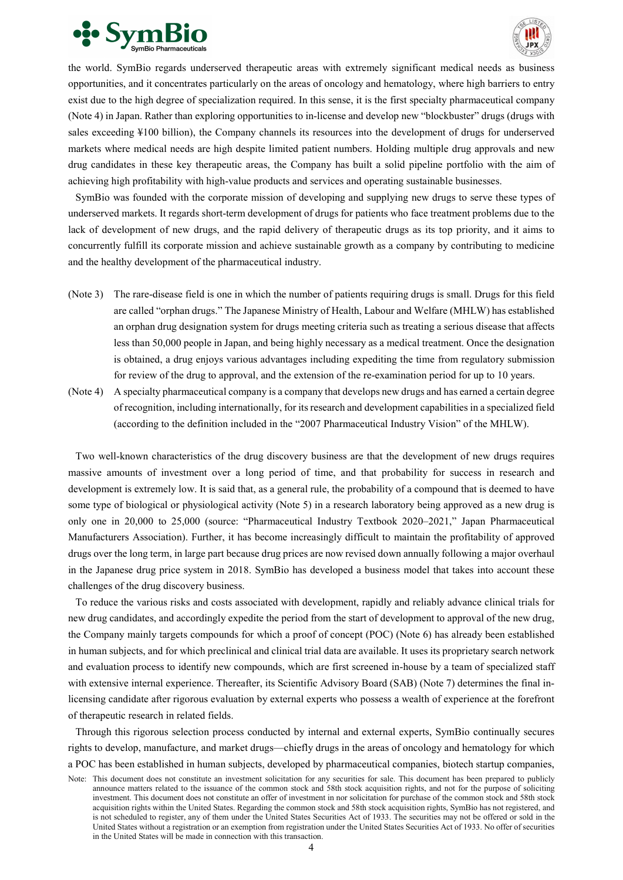the world. SymBio regards underserved therapeutic areas with extremely significant medical needs as business opportunities, and it concentrates particularly on the areas of oncology and hematology, where high barriers to entry exist due to the high degree of specialization required. In this sense, it is the first specialty pharmaceutical company (Note 4) in Japan. Rather than exploring opportunities to in-license and develop new "blockbuster" drugs (drugs with sales exceeding ¥100 billion), the Company channels its resources into the development of drugs for underserved markets where medical needs are high despite limited patient numbers. Holding multiple drug approvals and new drug candidates in these key therapeutic areas, the Company has built a solid pipeline portfolio with the aim of achieving high profitability with high-value products and services and operating sustainable businesses.

SymBio was founded with the corporate mission of developing and supplying new drugs to serve these types of underserved markets. It regards short-term development of drugs for patients who face treatment problems due to the lack of development of new drugs, and the rapid delivery of therapeutic drugs as its top priority, and it aims to concurrently fulfill its corporate mission and achieve sustainable growth as a company by contributing to medicine and the healthy development of the pharmaceutical industry.

(Note 3) The rare-disease field is one in which the number of patients requiring drugs is small. Drugs for this field are called "orphan drugs." The Japanese Ministry of Health, Labour and Welfare (MHLW) has established an orphan drug designation system for drugs meeting criteria such as treating a serious disease that affects less than 50,000 people in Japan, and being highly necessary as a medical treatment. Once the designation is obtained, a drug enjoys various advantages including expediting the time from regulatory submission for review of the drug to approval, and the extension of the re-examination period for up to 10 years.

(Note 4) A specialty pharmaceutical company is a company that develops new drugs and has earned a certain degree of recognition, including internationally, for its research and development capabilities in a specialized field (according to the definition included in the "2007 Pharmaceutical Industry Vision" of the MHLW).

Two well-known characteristics of the drug discovery business are that the development of new drugs requires massive amounts of investment over a long period of time, and that probability for success in research and development is extremely low. It is said that, as a general rule, the probability of a compound that is deemed to have some type of biological or physiological activity (Note 5) in a research laboratory being approved as a new drug is only one in 20,000 to 25,000 (source: "Pharmaceutical Industry Textbook 2020–2021," Japan Pharmaceutical Manufacturers Association). Further, it has become increasingly difficult to maintain the profitability of approved drugs over the long term, in large part because drug prices are now revised down annually following a major overhaul in the Japanese drug price system in 2018. SymBio has developed a business model that takes into account these challenges of the drug discovery business.

To reduce the various risks and costs associated with development, rapidly and reliably advance clinical trials for new drug candidates, and accordingly expedite the period from the start of development to approval of the new drug, the Company mainly targets compounds for which a proof of concept (POC) (Note 6) has already been established in human subjects, and for which preclinical and clinical trial data are available. It uses its proprietary search network and evaluation process to identify new compounds, which are first screened in-house by a team of specialized staff with extensive internal experience. Thereafter, its Scientific Advisory Board (SAB) (Note 7) determines the final in-licensing candidate after rigorous evaluation by external experts who possess a wealth of experience at the forefront of therapeutic research in related fields.

Through this rigorous selection process conducted by internal and external experts, SymBio continually secures rights to develop, manufacture, and market drugs—chiefly drugs in the areas of oncology and hematology for which a POC has been established in human subjects, developed by pharmaceutical companies, biotech startup companies,

Note: This document does not constitute an investment solicitation for any securities for sale. This document has been prepared to publicly announce matters related to the issuance of the common stock and 58th stock acquisition rights, and not for the purpose of soliciting investment. This document does not constitute an offer of investment in nor solicitation for purchase of the common stock and 58th stock acquisition rights within the United States. Regarding the common stock and 58th stock acquisition rights, SymBio has not registered, and is not scheduled to register, any of them under the United States Securities Act of 1933. The securities may not be offered or sold in the United States without a registration or an exemption from registration under the United States Securities Act of 1933. No offer of securities in the United States will be made in connection with this transaction.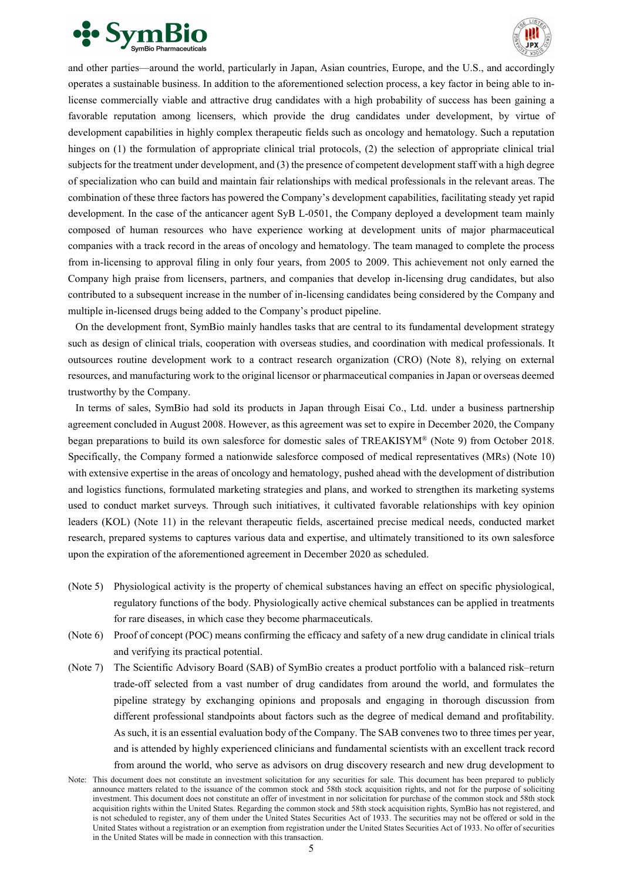and other parties—around the world, particularly in Japan, Asian countries, Europe, and the U.S., and accordingly operates a sustainable business. In addition to the aforementioned selection process, a key factor in being able to in-license commercially viable and attractive drug candidates with a high probability of success has been gaining a favorable reputation among licensers, which provide the drug candidates under development, by virtue of development capabilities in highly complex therapeutic fields such as oncology and hematology. Such a reputation hinges on (1) the formulation of appropriate clinical trial protocols, (2) the selection of appropriate clinical trial subjects for the treatment under development, and (3) the presence of competent development staff with a high degree of specialization who can build and maintain fair relationships with medical professionals in the relevant areas. The combination of these three factors has powered the Company's development capabilities, facilitating steady yet rapid development. In the case of the anticancer agent SyB L-0501, the Company deployed a development team mainly composed of human resources who have experience working at development units of major pharmaceutical companies with a track record in the areas of oncology and hematology. The team managed to complete the process from in-licensing to approval filing in only four years, from 2005 to 2009. This achievement not only earned the Company high praise from licensers, partners, and companies that develop in-licensing drug candidates, but also contributed to a subsequent increase in the number of in-licensing candidates being considered by the Company and multiple in-licensed drugs being added to the Company's product pipeline.

On the development front, SymBio mainly handles tasks that are central to its fundamental development strategy such as design of clinical trials, cooperation with overseas studies, and coordination with medical professionals. It outsources routine development work to a contract research organization (CRO) (Note 8), relying on external resources, and manufacturing work to the original licensor or pharmaceutical companies in Japan or overseas deemed trustworthy by the Company.

In terms of sales, SymBio had sold its products in Japan through Eisai Co., Ltd. under a business partnership agreement concluded in August 2008. However, as this agreement was set to expire in December 2020, the Company began preparations to build its own salesforce for domestic sales of TREAKISYM® (Note 9) from October 2018. Specifically, the Company formed a nationwide salesforce composed of medical representatives (MRs) (Note 10) with extensive expertise in the areas of oncology and hematology, pushed ahead with the development of distribution and logistics functions, formulated marketing strategies and plans, and worked to strengthen its marketing systems used to conduct market surveys. Through such initiatives, it cultivated favorable relationships with key opinion leaders (KOL) (Note 11) in the relevant therapeutic fields, ascertained precise medical needs, conducted market research, prepared systems to captures various data and expertise, and ultimately transitioned to its own salesforce upon the expiration of the aforementioned agreement in December 2020 as scheduled.

(Note 5) Physiological activity is the property of chemical substances having an effect on specific physiological, regulatory functions of the body. Physiologically active chemical substances can be applied in treatments for rare diseases, in which case they become pharmaceuticals.

(Note 6) Proof of concept (POC) means confirming the efficacy and safety of a new drug candidate in clinical trials and verifying its practical potential.

(Note 7) The Scientific Advisory Board (SAB) of SymBio creates a product portfolio with a balanced risk–return trade-off selected from a vast number of drug candidates from around the world, and formulates the pipeline strategy by exchanging opinions and proposals and engaging in thorough discussion from different professional standpoints about factors such as the degree of medical demand and profitability. As such, it is an essential evaluation body of the Company. The SAB convenes two to three times per year, and is attended by highly experienced clinicians and fundamental scientists with an excellent track record from around the world, who serve as advisors on drug discovery research and new drug development to

Note: This document does not constitute an investment solicitation for any securities for sale. This document has been prepared to publicly announce matters related to the issuance of the common stock and 58th stock acquisition rights, and not for the purpose of soliciting investment. This document does not constitute an offer of investment in nor solicitation for purchase of the common stock and 58th stock acquisition rights within the United States. Regarding the common stock and 58th stock acquisition rights, SymBio has not registered, and is not scheduled to register, any of them under the United States Securities Act of 1933. The securities may not be offered or sold in the United States without a registration or an exemption from registration under the United States Securities Act of 1933. No offer of securities in the United States will be made in connection with this transaction.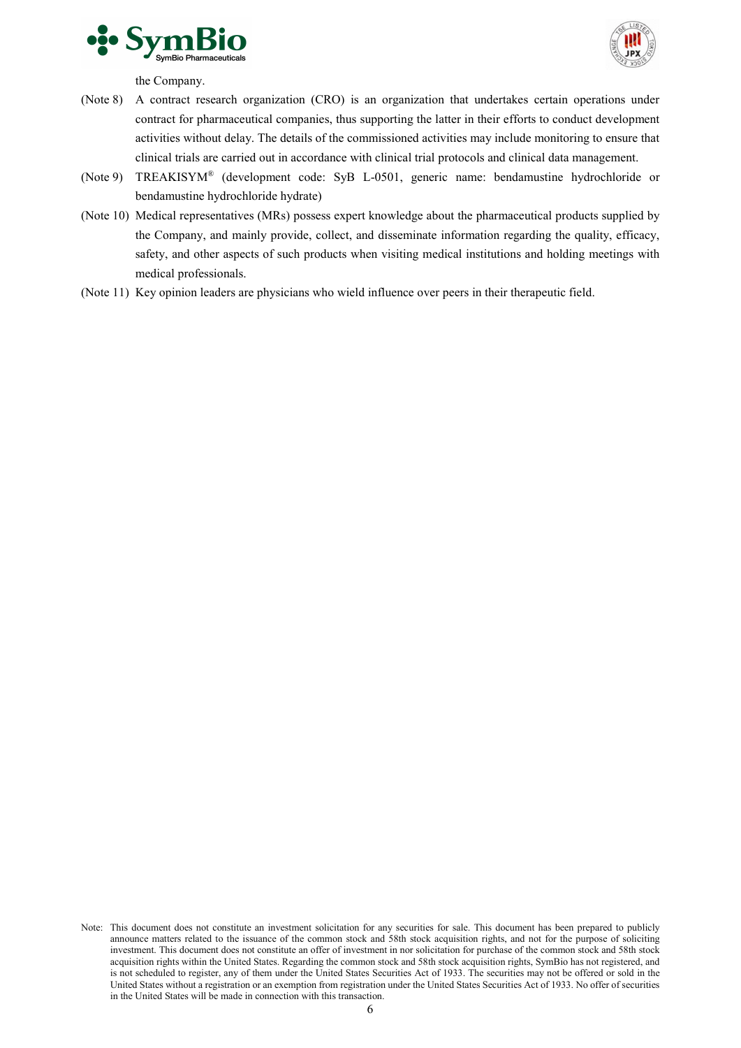the Company.

(Note 8) A contract research organization (CRO) is an organization that undertakes certain operations under contract for pharmaceutical companies, thus supporting the latter in their efforts to conduct development activities without delay. The details of the commissioned activities may include monitoring to ensure that clinical trials are carried out in accordance with clinical trial protocols and clinical data management.

(Note 9) TREAKISYM® (development code: SyB L-0501, generic name: bendamustine hydrochloride or bendamustine hydrochloride hydrate)

(Note 10) Medical representatives (MRs) possess expert knowledge about the pharmaceutical products supplied by the Company, and mainly provide, collect, and disseminate information regarding the quality, efficacy, safety, and other aspects of such products when visiting medical institutions and holding meetings with medical professionals.

(Note 11) Key opinion leaders are physicians who wield influence over peers in their therapeutic field.

Note: This document does not constitute an investment solicitation for any securities for sale. This document has been prepared to publicly announce matters related to the issuance of the common stock and 58th stock acquisition rights, and not for the purpose of soliciting investment. This document does not constitute an offer of investment in nor solicitation for purchase of the common stock and 58th stock acquisition rights within the United States. Regarding the common stock and 58th stock acquisition rights, SymBio has not registered, and is not scheduled to register, any of them under the United States Securities Act of 1933. The securities may not be offered or sold in the United States without a registration or an exemption from registration under the United States Securities Act of 1933. No offer of securities in the United States will be made in connection with this transaction.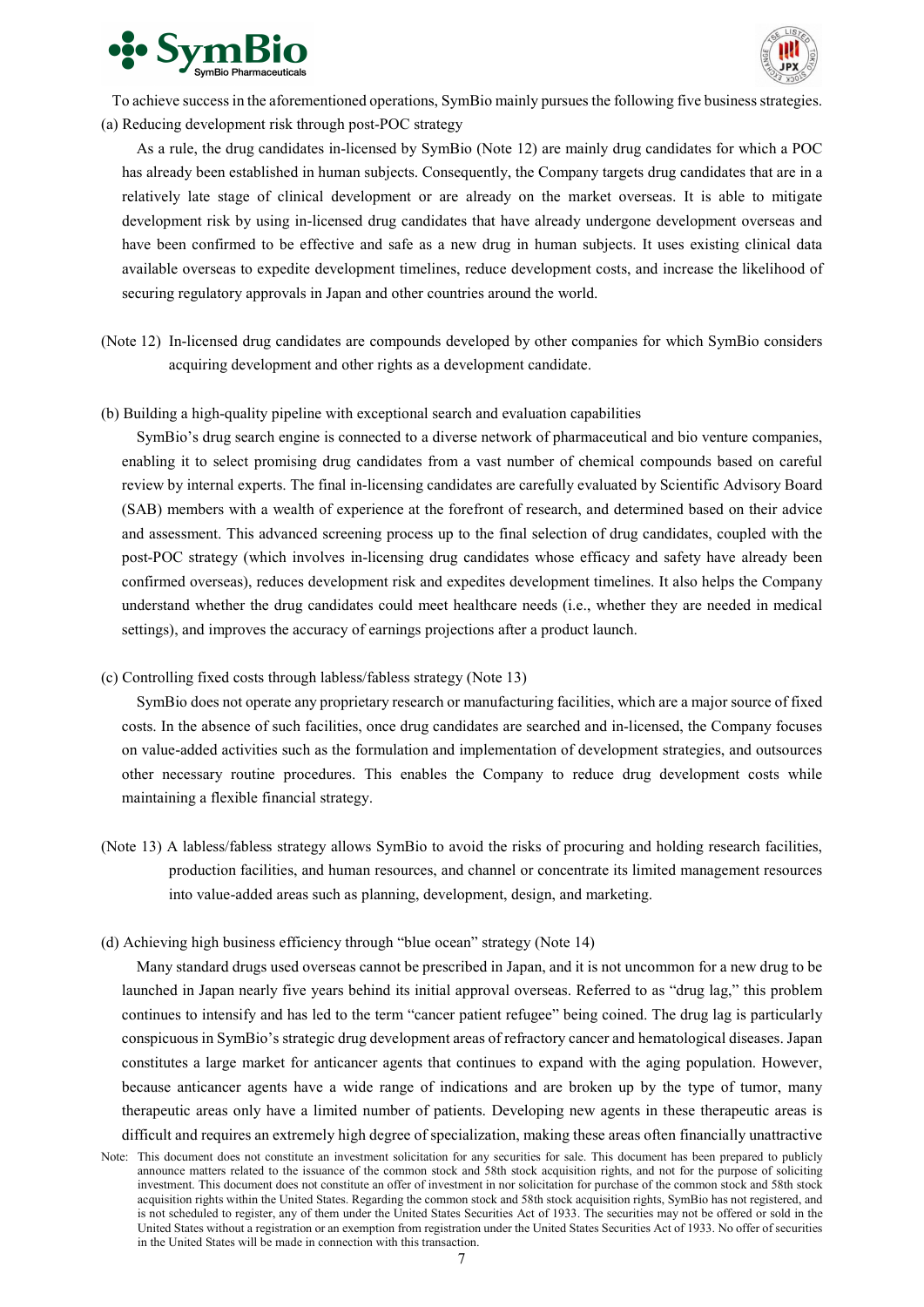To achieve success in the aforementioned operations, SymBio mainly pursues the following five business strategies.

(a) Reducing development risk through post-POC strategy

As a rule, the drug candidates in-licensed by SymBio (Note 12) are mainly drug candidates for which a POC has already been established in human subjects. Consequently, the Company targets drug candidates that are in a relatively late stage of clinical development or are already on the market overseas. It is able to mitigate development risk by using in-licensed drug candidates that have already undergone development overseas and have been confirmed to be effective and safe as a new drug in human subjects. It uses existing clinical data available overseas to expedite development timelines, reduce development costs, and increase the likelihood of securing regulatory approvals in Japan and other countries around the world.

(Note 12) In-licensed drug candidates are compounds developed by other companies for which SymBio considers acquiring development and other rights as a development candidate.

(b) Building a high-quality pipeline with exceptional search and evaluation capabilities

SymBio's drug search engine is connected to a diverse network of pharmaceutical and bio venture companies, enabling it to select promising drug candidates from a vast number of chemical compounds based on careful review by internal experts. The final in-licensing candidates are carefully evaluated by Scientific Advisory Board (SAB) members with a wealth of experience at the forefront of research, and determined based on their advice and assessment. This advanced screening process up to the final selection of drug candidates, coupled with the post-POC strategy (which involves in-licensing drug candidates whose efficacy and safety have already been confirmed overseas), reduces development risk and expedites development timelines. It also helps the Company understand whether the drug candidates could meet healthcare needs (i.e., whether they are needed in medical settings), and improves the accuracy of earnings projections after a product launch.

(c) Controlling fixed costs through labless/fabless strategy (Note 13)

SymBio does not operate any proprietary research or manufacturing facilities, which are a major source of fixed costs. In the absence of such facilities, once drug candidates are searched and in-licensed, the Company focuses on value-added activities such as the formulation and implementation of development strategies, and outsources other necessary routine procedures. This enables the Company to reduce drug development costs while maintaining a flexible financial strategy.

(Note 13) A labless/fabless strategy allows SymBio to avoid the risks of procuring and holding research facilities, production facilities, and human resources, and channel or concentrate its limited management resources into value-added areas such as planning, development, design, and marketing.

(d) Achieving high business efficiency through "blue ocean" strategy (Note 14)

Many standard drugs used overseas cannot be prescribed in Japan, and it is not uncommon for a new drug to be launched in Japan nearly five years behind its initial approval overseas. Referred to as "drug lag," this problem continues to intensify and has led to the term "cancer patient refugee" being coined. The drug lag is particularly conspicuous in SymBio's strategic drug development areas of refractory cancer and hematological diseases. Japan constitutes a large market for anticancer agents that continues to expand with the aging population. However, because anticancer agents have a wide range of indications and are broken up by the type of tumor, many therapeutic areas only have a limited number of patients. Developing new agents in these therapeutic areas is difficult and requires an extremely high degree of specialization, making these areas often financially unattractive

Note: This document does not constitute an investment solicitation for any securities for sale. This document has been prepared to publicly announce matters related to the issuance of the common stock and 58th stock acquisition rights, and not for the purpose of soliciting investment. This document does not constitute an offer of investment in nor solicitation for purchase of the common stock and 58th stock acquisition rights within the United States. Regarding the common stock and 58th stock acquisition rights, SymBio has not registered, and is not scheduled to register, any of them under the United States Securities Act of 1933. The securities may not be offered or sold in the United States without a registration or an exemption from registration under the United States Securities Act of 1933. No offer of securities in the United States will be made in connection with this transaction.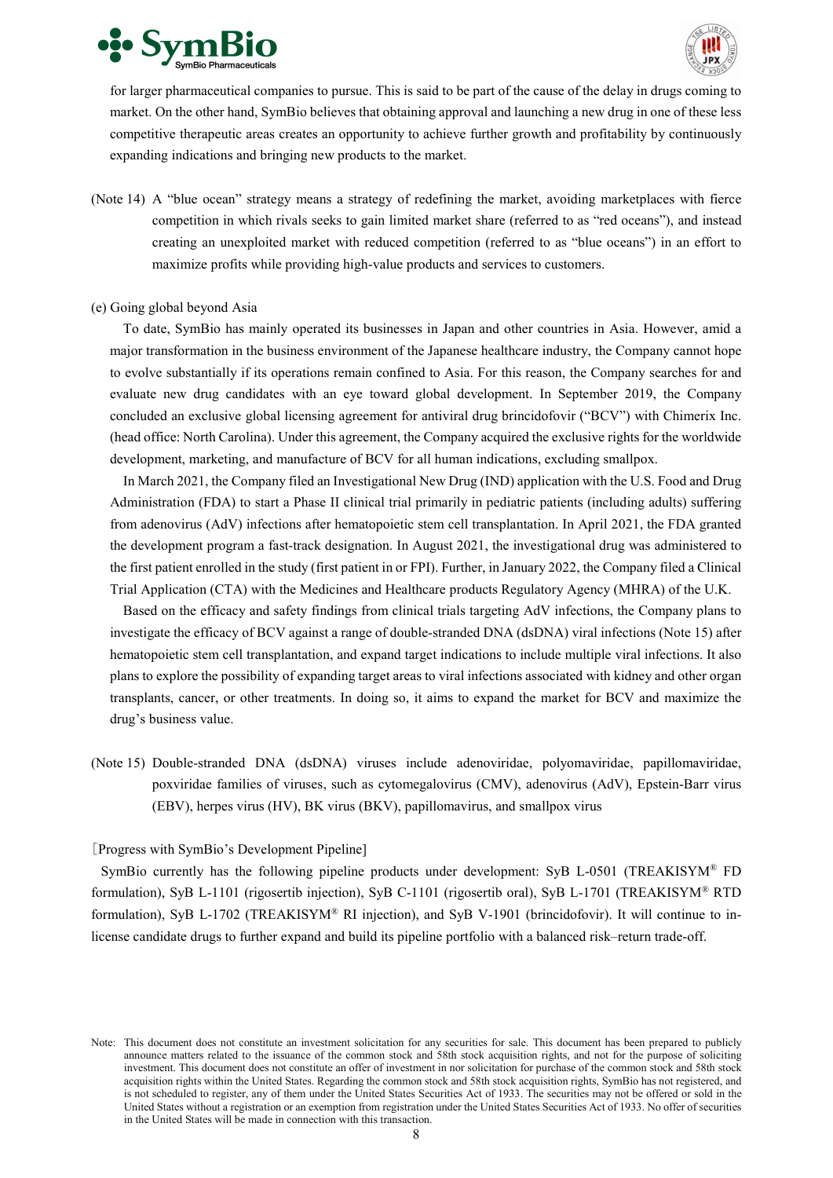for larger pharmaceutical companies to pursue. This is said to be part of the cause of the delay in drugs coming to market. On the other hand, SymBio believes that obtaining approval and launching a new drug in one of these less competitive therapeutic areas creates an opportunity to achieve further growth and profitability by continuously expanding indications and bringing new products to the market.

(Note 14) A "blue ocean" strategy means a strategy of redefining the market, avoiding marketplaces with fierce competition in which rivals seeks to gain limited market share (referred to as "red oceans"), and instead creating an unexploited market with reduced competition (referred to as "blue oceans") in an effort to maximize profits while providing high-value products and services to customers.

(e) Going global beyond Asia

To date, SymBio has mainly operated its businesses in Japan and other countries in Asia. However, amid a major transformation in the business environment of the Japanese healthcare industry, the Company cannot hope to evolve substantially if its operations remain confined to Asia. For this reason, the Company searches for and evaluate new drug candidates with an eye toward global development. In September 2019, the Company concluded an exclusive global licensing agreement for antiviral drug brincidofovir ("BCV") with Chimerix Inc. (head office: North Carolina). Under this agreement, the Company acquired the exclusive rights for the worldwide development, marketing, and manufacture of BCV for all human indications, excluding smallpox.

In March 2021, the Company filed an Investigational New Drug (IND) application with the U.S. Food and Drug Administration (FDA) to start a Phase II clinical trial primarily in pediatric patients (including adults) suffering from adenovirus (AdV) infections after hematopoietic stem cell transplantation. In April 2021, the FDA granted the development program a fast-track designation. In August 2021, the investigational drug was administered to the first patient enrolled in the study (first patient in or FPI). Further, in January 2022, the Company filed a Clinical Trial Application (CTA) with the Medicines and Healthcare products Regulatory Agency (MHRA) of the U.K.

Based on the efficacy and safety findings from clinical trials targeting AdV infections, the Company plans to investigate the efficacy of BCV against a range of double-stranded DNA (dsDNA) viral infections (Note 15) after hematopoietic stem cell transplantation, and expand target indications to include multiple viral infections. It also plans to explore the possibility of expanding target areas to viral infections associated with kidney and other organ transplants, cancer, or other treatments. In doing so, it aims to expand the market for BCV and maximize the drug's business value.

(Note 15) Double-stranded DNA (dsDNA) viruses include adenoviridae, polyomaviridae, papillomaviridae, poxviridae families of viruses, such as cytomegalovirus (CMV), adenovirus (AdV), Epstein-Barr virus (EBV), herpes virus (HV), BK virus (BKV), papillomavirus, and smallpox virus

［Progress with SymBio's Development Pipeline］

SymBio currently has the following pipeline products under development: SyB L-0501 (TREAKISYM® FD formulation), SyB L-1101 (rigosertib injection), SyB C-1101 (rigosertib oral), SyB L-1701 (TREAKISYM® RTD formulation), SyB L-1702 (TREAKISYM® RI injection), and SyB V-1901 (brincidofovir). It will continue to in-license candidate drugs to further expand and build its pipeline portfolio with a balanced risk–return trade-off.

Note: This document does not constitute an investment solicitation for any securities for sale. This document has been prepared to publicly announce matters related to the issuance of the common stock and 58th stock acquisition rights, and not for the purpose of soliciting investment. This document does not constitute an offer of investment in nor solicitation for purchase of the common stock and 58th stock acquisition rights within the United States. Regarding the common stock and 58th stock acquisition rights, SymBio has not registered, and is not scheduled to register, any of them under the United States Securities Act of 1933. The securities may not be offered or sold in the United States without a registration or an exemption from registration under the United States Securities Act of 1933. No offer of securities in the United States will be made in connection with this transaction.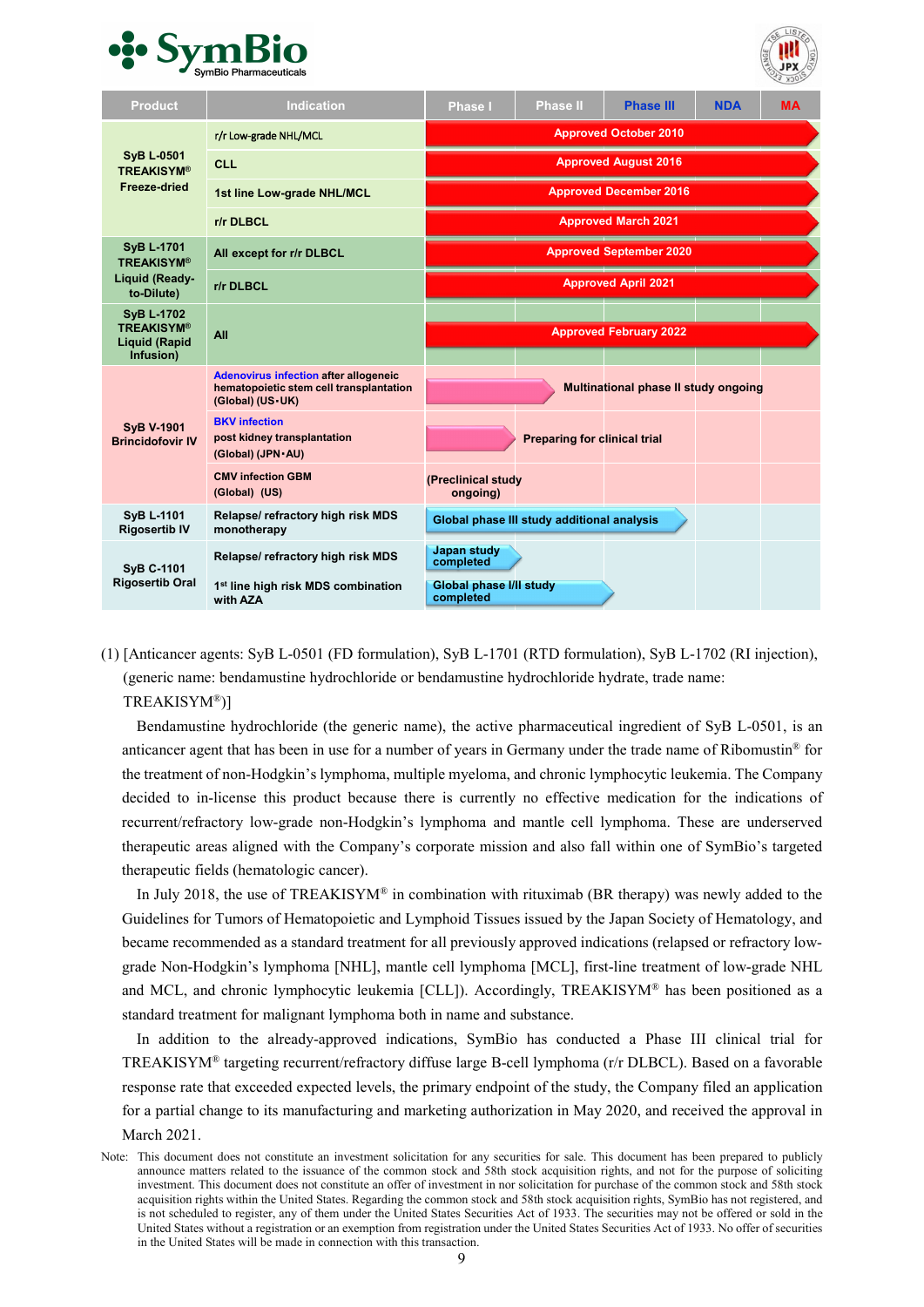| Product | Indication | Phase I | Phase II | Phase III | NDA | MA |
|---|---|---|---|---|---|---|
| SyB L-0501 TREAKISYM® Freeze-dried | r/r Low-grade NHL/MCL | Approved October 2010 | | | | |
| | CLL | Approved August 2016 | | | | |
| | 1st line Low-grade NHL/MCL | Approved December 2016 | | | | |
| | r/r DLBCL | Approved March 2021 | | | | |
| SyB L-1701 TREAKISYM® Liquid (Ready-to-Dilute) | All except for r/r DLBCL | Approved September 2020 | | | | |
| | r/r DLBCL | Approved April 2021 | | | | |
| SyB L-1702 TREAKISYM® Liquid (Rapid Infusion) | All | Approved February 2022 | | | | |
| SyB V-1901 Brincidofovir IV | Adenovirus infection after allogeneic hematopoietic stem cell transplantation (Global) (US･UK) | Multinational phase II study ongoing | | | | |
| | BKV infection post kidney transplantation (Global) (JPN･AU) | Preparing for clinical trial | | | | |
| | CMV infection GBM (Global) (US) | (Preclinical study ongoing) | | | | |
| SyB L-1101 Rigosertib IV | Relapse/ refractory high risk MDS monotherapy | Global phase III study additional analysis | | | | |
| SyB C-1101 Rigosertib Oral | Relapse/ refractory high risk MDS | Japan study completed | | | | |
| | 1st line high risk MDS combination with AZA | Global phase I/II study completed | | | | |

(1) [Anticancer agents: SyB L-0501 (FD formulation), SyB L-1701 (RTD formulation), SyB L-1702 (RI injection), (generic name: bendamustine hydrochloride or bendamustine hydrochloride hydrate, trade name: TREAKISYM®)]

Bendamustine hydrochloride (the generic name), the active pharmaceutical ingredient of SyB L-0501, is an anticancer agent that has been in use for a number of years in Germany under the trade name of Ribomustin® for the treatment of non-Hodgkin's lymphoma, multiple myeloma, and chronic lymphocytic leukemia. The Company decided to in-license this product because there is currently no effective medication for the indications of recurrent/refractory low-grade non-Hodgkin's lymphoma and mantle cell lymphoma. These are underserved therapeutic areas aligned with the Company's corporate mission and also fall within one of SymBio's targeted therapeutic fields (hematologic cancer).

In July 2018, the use of TREAKISYM® in combination with rituximab (BR therapy) was newly added to the Guidelines for Tumors of Hematopoietic and Lymphoid Tissues issued by the Japan Society of Hematology, and became recommended as a standard treatment for all previously approved indications (relapsed or refractory low-grade Non-Hodgkin's lymphoma [NHL], mantle cell lymphoma [MCL], first-line treatment of low-grade NHL and MCL, and chronic lymphocytic leukemia [CLL]). Accordingly, TREAKISYM® has been positioned as a standard treatment for malignant lymphoma both in name and substance.

In addition to the already-approved indications, SymBio has conducted a Phase III clinical trial for TREAKISYM® targeting recurrent/refractory diffuse large B-cell lymphoma (r/r DLBCL). Based on a favorable response rate that exceeded expected levels, the primary endpoint of the study, the Company filed an application for a partial change to its manufacturing and marketing authorization in May 2020, and received the approval in March 2021.

Note: This document does not constitute an investment solicitation for any securities for sale. This document has been prepared to publicly announce matters related to the issuance of the common stock and 58th stock acquisition rights, and not for the purpose of soliciting investment. This document does not constitute an offer of investment in nor solicitation for purchase of the common stock and 58th stock acquisition rights within the United States. Regarding the common stock and 58th stock acquisition rights, SymBio has not registered, and is not scheduled to register, any of them under the United States Securities Act of 1933. The securities may not be offered or sold in the United States without a registration or an exemption from registration under the United States Securities Act of 1933. No offer of securities in the United States will be made in connection with this transaction.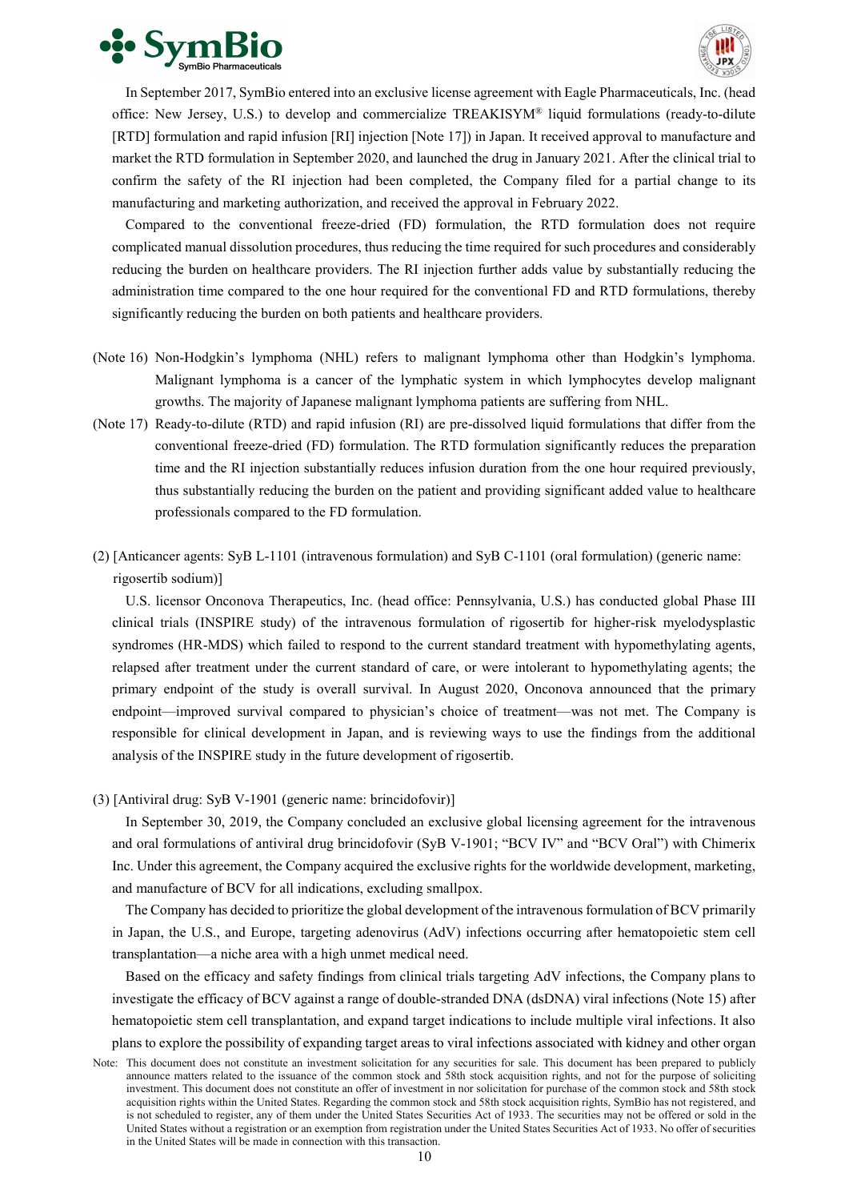In September 2017, SymBio entered into an exclusive license agreement with Eagle Pharmaceuticals, Inc. (head office: New Jersey, U.S.) to develop and commercialize TREAKISYM® liquid formulations (ready-to-dilute [RTD] formulation and rapid infusion [RI] injection [Note 17]) in Japan. It received approval to manufacture and market the RTD formulation in September 2020, and launched the drug in January 2021. After the clinical trial to confirm the safety of the RI injection had been completed, the Company filed for a partial change to its manufacturing and marketing authorization, and received the approval in February 2022.

Compared to the conventional freeze-dried (FD) formulation, the RTD formulation does not require complicated manual dissolution procedures, thus reducing the time required for such procedures and considerably reducing the burden on healthcare providers. The RI injection further adds value by substantially reducing the administration time compared to the one hour required for the conventional FD and RTD formulations, thereby significantly reducing the burden on both patients and healthcare providers.

(Note 16) Non-Hodgkin's lymphoma (NHL) refers to malignant lymphoma other than Hodgkin's lymphoma. Malignant lymphoma is a cancer of the lymphatic system in which lymphocytes develop malignant growths. The majority of Japanese malignant lymphoma patients are suffering from NHL.

(Note 17) Ready-to-dilute (RTD) and rapid infusion (RI) are pre-dissolved liquid formulations that differ from the conventional freeze-dried (FD) formulation. The RTD formulation significantly reduces the preparation time and the RI injection substantially reduces infusion duration from the one hour required previously, thus substantially reducing the burden on the patient and providing significant added value to healthcare professionals compared to the FD formulation.

(2) [Anticancer agents: SyB L-1101 (intravenous formulation) and SyB C-1101 (oral formulation) (generic name: rigosertib sodium)]

U.S. licensor Onconova Therapeutics, Inc. (head office: Pennsylvania, U.S.) has conducted global Phase III clinical trials (INSPIRE study) of the intravenous formulation of rigosertib for higher-risk myelodysplastic syndromes (HR-MDS) which failed to respond to the current standard treatment with hypomethylating agents, relapsed after treatment under the current standard of care, or were intolerant to hypomethylating agents; the primary endpoint of the study is overall survival. In August 2020, Onconova announced that the primary endpoint—improved survival compared to physician's choice of treatment—was not met. The Company is responsible for clinical development in Japan, and is reviewing ways to use the findings from the additional analysis of the INSPIRE study in the future development of rigosertib.

(3) [Antiviral drug: SyB V-1901 (generic name: brincidofovir)]

In September 30, 2019, the Company concluded an exclusive global licensing agreement for the intravenous and oral formulations of antiviral drug brincidofovir (SyB V-1901; "BCV IV" and "BCV Oral") with Chimerix Inc. Under this agreement, the Company acquired the exclusive rights for the worldwide development, marketing, and manufacture of BCV for all indications, excluding smallpox.

The Company has decided to prioritize the global development of the intravenous formulation of BCV primarily in Japan, the U.S., and Europe, targeting adenovirus (AdV) infections occurring after hematopoietic stem cell transplantation—a niche area with a high unmet medical need.

Based on the efficacy and safety findings from clinical trials targeting AdV infections, the Company plans to investigate the efficacy of BCV against a range of double-stranded DNA (dsDNA) viral infections (Note 15) after hematopoietic stem cell transplantation, and expand target indications to include multiple viral infections. It also plans to explore the possibility of expanding target areas to viral infections associated with kidney and other organ

Note: This document does not constitute an investment solicitation for any securities for sale. This document has been prepared to publicly announce matters related to the issuance of the common stock and 58th stock acquisition rights, and not for the purpose of soliciting investment. This document does not constitute an offer of investment in nor solicitation for purchase of the common stock and 58th stock acquisition rights within the United States. Regarding the common stock and 58th stock acquisition rights, SymBio has not registered, and is not scheduled to register, any of them under the United States Securities Act of 1933. The securities may not be offered or sold in the United States without a registration or an exemption from registration under the United States Securities Act of 1933. No offer of securities in the United States will be made in connection with this transaction.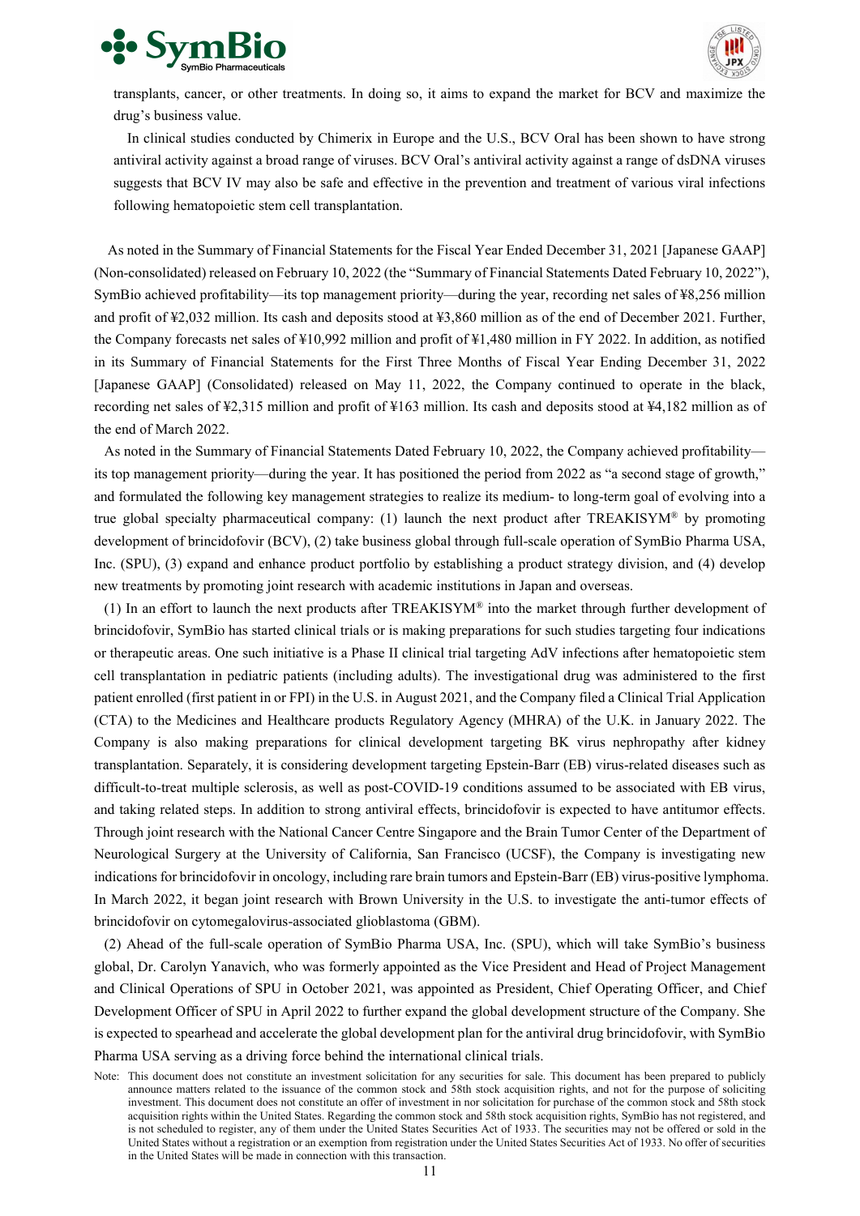transplants, cancer, or other treatments. In doing so, it aims to expand the market for BCV and maximize the drug's business value.

In clinical studies conducted by Chimerix in Europe and the U.S., BCV Oral has been shown to have strong antiviral activity against a broad range of viruses. BCV Oral's antiviral activity against a range of dsDNA viruses suggests that BCV IV may also be safe and effective in the prevention and treatment of various viral infections following hematopoietic stem cell transplantation.

As noted in the Summary of Financial Statements for the Fiscal Year Ended December 31, 2021 [Japanese GAAP] (Non-consolidated) released on February 10, 2022 (the "Summary of Financial Statements Dated February 10, 2022"), SymBio achieved profitability—its top management priority—during the year, recording net sales of ¥8,256 million and profit of ¥2,032 million. Its cash and deposits stood at ¥3,860 million as of the end of December 2021. Further, the Company forecasts net sales of ¥10,992 million and profit of ¥1,480 million in FY 2022. In addition, as notified in its Summary of Financial Statements for the First Three Months of Fiscal Year Ending December 31, 2022 [Japanese GAAP] (Consolidated) released on May 11, 2022, the Company continued to operate in the black, recording net sales of ¥2,315 million and profit of ¥163 million. Its cash and deposits stood at ¥4,182 million as of the end of March 2022.

As noted in the Summary of Financial Statements Dated February 10, 2022, the Company achieved profitability—its top management priority—during the year. It has positioned the period from 2022 as "a second stage of growth," and formulated the following key management strategies to realize its medium- to long-term goal of evolving into a true global specialty pharmaceutical company: (1) launch the next product after TREAKISYM® by promoting development of brincidofovir (BCV), (2) take business global through full-scale operation of SymBio Pharma USA, Inc. (SPU), (3) expand and enhance product portfolio by establishing a product strategy division, and (4) develop new treatments by promoting joint research with academic institutions in Japan and overseas.

(1) In an effort to launch the next products after TREAKISYM® into the market through further development of brincidofovir, SymBio has started clinical trials or is making preparations for such studies targeting four indications or therapeutic areas. One such initiative is a Phase II clinical trial targeting AdV infections after hematopoietic stem cell transplantation in pediatric patients (including adults). The investigational drug was administered to the first patient enrolled (first patient in or FPI) in the U.S. in August 2021, and the Company filed a Clinical Trial Application (CTA) to the Medicines and Healthcare products Regulatory Agency (MHRA) of the U.K. in January 2022. The Company is also making preparations for clinical development targeting BK virus nephropathy after kidney transplantation. Separately, it is considering development targeting Epstein-Barr (EB) virus-related diseases such as difficult-to-treat multiple sclerosis, as well as post-COVID-19 conditions assumed to be associated with EB virus, and taking related steps. In addition to strong antiviral effects, brincidofovir is expected to have antitumor effects. Through joint research with the National Cancer Centre Singapore and the Brain Tumor Center of the Department of Neurological Surgery at the University of California, San Francisco (UCSF), the Company is investigating new indications for brincidofovir in oncology, including rare brain tumors and Epstein-Barr (EB) virus-positive lymphoma. In March 2022, it began joint research with Brown University in the U.S. to investigate the anti-tumor effects of brincidofovir on cytomegalovirus-associated glioblastoma (GBM).

(2) Ahead of the full-scale operation of SymBio Pharma USA, Inc. (SPU), which will take SymBio's business global, Dr. Carolyn Yanavich, who was formerly appointed as the Vice President and Head of Project Management and Clinical Operations of SPU in October 2021, was appointed as President, Chief Operating Officer, and Chief Development Officer of SPU in April 2022 to further expand the global development structure of the Company. She is expected to spearhead and accelerate the global development plan for the antiviral drug brincidofovir, with SymBio Pharma USA serving as a driving force behind the international clinical trials.

Note: This document does not constitute an investment solicitation for any securities for sale. This document has been prepared to publicly announce matters related to the issuance of the common stock and 58th stock acquisition rights, and not for the purpose of soliciting investment. This document does not constitute an offer of investment in nor solicitation for purchase of the common stock and 58th stock acquisition rights within the United States. Regarding the common stock and 58th stock acquisition rights, SymBio has not registered, and is not scheduled to register, any of them under the United States Securities Act of 1933. The securities may not be offered or sold in the United States without a registration or an exemption from registration under the United States Securities Act of 1933. No offer of securities in the United States will be made in connection with this transaction.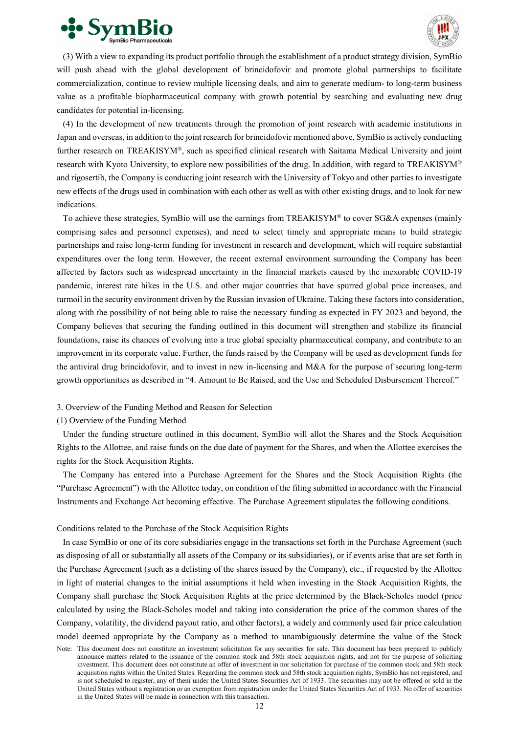(3) With a view to expanding its product portfolio through the establishment of a product strategy division, SymBio will push ahead with the global development of brincidofovir and promote global partnerships to facilitate commercialization, continue to review multiple licensing deals, and aim to generate medium- to long-term business value as a profitable biopharmaceutical company with growth potential by searching and evaluating new drug candidates for potential in-licensing.

(4) In the development of new treatments through the promotion of joint research with academic institutions in Japan and overseas, in addition to the joint research for brincidofovir mentioned above, SymBio is actively conducting further research on TREAKISYM®, such as specified clinical research with Saitama Medical University and joint research with Kyoto University, to explore new possibilities of the drug. In addition, with regard to TREAKISYM® and rigosertib, the Company is conducting joint research with the University of Tokyo and other parties to investigate new effects of the drugs used in combination with each other as well as with other existing drugs, and to look for new indications.

To achieve these strategies, SymBio will use the earnings from TREAKISYM® to cover SG&A expenses (mainly comprising sales and personnel expenses), and need to select timely and appropriate means to build strategic partnerships and raise long-term funding for investment in research and development, which will require substantial expenditures over the long term. However, the recent external environment surrounding the Company has been affected by factors such as widespread uncertainty in the financial markets caused by the inexorable COVID-19 pandemic, interest rate hikes in the U.S. and other major countries that have spurred global price increases, and turmoil in the security environment driven by the Russian invasion of Ukraine. Taking these factors into consideration, along with the possibility of not being able to raise the necessary funding as expected in FY 2023 and beyond, the Company believes that securing the funding outlined in this document will strengthen and stabilize its financial foundations, raise its chances of evolving into a true global specialty pharmaceutical company, and contribute to an improvement in its corporate value. Further, the funds raised by the Company will be used as development funds for the antiviral drug brincidofovir, and to invest in new in-licensing and M&A for the purpose of securing long-term growth opportunities as described in "4. Amount to Be Raised, and the Use and Scheduled Disbursement Thereof."

3. Overview of the Funding Method and Reason for Selection

(1) Overview of the Funding Method

Under the funding structure outlined in this document, SymBio will allot the Shares and the Stock Acquisition Rights to the Allottee, and raise funds on the due date of payment for the Shares, and when the Allottee exercises the rights for the Stock Acquisition Rights.

The Company has entered into a Purchase Agreement for the Shares and the Stock Acquisition Rights (the "Purchase Agreement") with the Allottee today, on condition of the filing submitted in accordance with the Financial Instruments and Exchange Act becoming effective. The Purchase Agreement stipulates the following conditions.

Conditions related to the Purchase of the Stock Acquisition Rights

In case SymBio or one of its core subsidiaries engage in the transactions set forth in the Purchase Agreement (such as disposing of all or substantially all assets of the Company or its subsidiaries), or if events arise that are set forth in the Purchase Agreement (such as a delisting of the shares issued by the Company), etc., if requested by the Allottee in light of material changes to the initial assumptions it held when investing in the Stock Acquisition Rights, the Company shall purchase the Stock Acquisition Rights at the price determined by the Black-Scholes model (price calculated by using the Black-Scholes model and taking into consideration the price of the common shares of the Company, volatility, the dividend payout ratio, and other factors), a widely and commonly used fair price calculation model deemed appropriate by the Company as a method to unambiguously determine the value of the Stock

Note: This document does not constitute an investment solicitation for any securities for sale. This document has been prepared to publicly announce matters related to the issuance of the common stock and 58th stock acquisition rights, and not for the purpose of soliciting investment. This document does not constitute an offer of investment in nor solicitation for purchase of the common stock and 58th stock acquisition rights within the United States. Regarding the common stock and 58th stock acquisition rights, SymBio has not registered, and is not scheduled to register, any of them under the United States Securities Act of 1933. The securities may not be offered or sold in the United States without a registration or an exemption from registration under the United States Securities Act of 1933. No offer of securities in the United States will be made in connection with this transaction.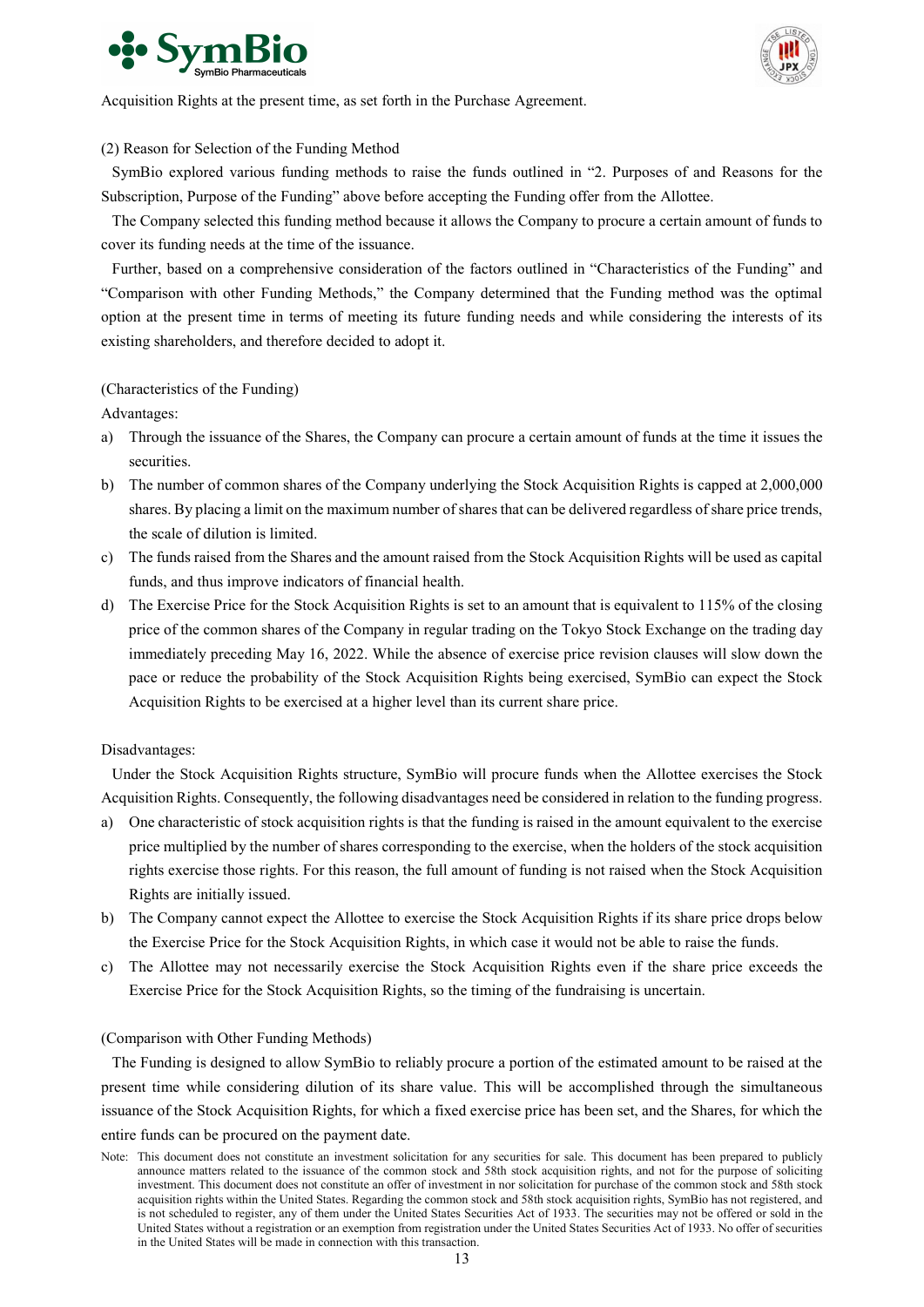Acquisition Rights at the present time, as set forth in the Purchase Agreement.

(2) Reason for Selection of the Funding Method

SymBio explored various funding methods to raise the funds outlined in "2. Purposes of and Reasons for the Subscription, Purpose of the Funding" above before accepting the Funding offer from the Allottee.

The Company selected this funding method because it allows the Company to procure a certain amount of funds to cover its funding needs at the time of the issuance.

Further, based on a comprehensive consideration of the factors outlined in "Characteristics of the Funding" and "Comparison with other Funding Methods," the Company determined that the Funding method was the optimal option at the present time in terms of meeting its future funding needs and while considering the interests of its existing shareholders, and therefore decided to adopt it.

(Characteristics of the Funding)

Advantages:

a) Through the issuance of the Shares, the Company can procure a certain amount of funds at the time it issues the securities.
b) The number of common shares of the Company underlying the Stock Acquisition Rights is capped at 2,000,000 shares. By placing a limit on the maximum number of shares that can be delivered regardless of share price trends, the scale of dilution is limited.
c) The funds raised from the Shares and the amount raised from the Stock Acquisition Rights will be used as capital funds, and thus improve indicators of financial health.
d) The Exercise Price for the Stock Acquisition Rights is set to an amount that is equivalent to 115% of the closing price of the common shares of the Company in regular trading on the Tokyo Stock Exchange on the trading day immediately preceding May 16, 2022. While the absence of exercise price revision clauses will slow down the pace or reduce the probability of the Stock Acquisition Rights being exercised, SymBio can expect the Stock Acquisition Rights to be exercised at a higher level than its current share price.

Disadvantages:

Under the Stock Acquisition Rights structure, SymBio will procure funds when the Allottee exercises the Stock Acquisition Rights. Consequently, the following disadvantages need be considered in relation to the funding progress.

a) One characteristic of stock acquisition rights is that the funding is raised in the amount equivalent to the exercise price multiplied by the number of shares corresponding to the exercise, when the holders of the stock acquisition rights exercise those rights. For this reason, the full amount of funding is not raised when the Stock Acquisition Rights are initially issued.
b) The Company cannot expect the Allottee to exercise the Stock Acquisition Rights if its share price drops below the Exercise Price for the Stock Acquisition Rights, in which case it would not be able to raise the funds.
c) The Allottee may not necessarily exercise the Stock Acquisition Rights even if the share price exceeds the Exercise Price for the Stock Acquisition Rights, so the timing of the fundraising is uncertain.

(Comparison with Other Funding Methods)

The Funding is designed to allow SymBio to reliably procure a portion of the estimated amount to be raised at the present time while considering dilution of its share value. This will be accomplished through the simultaneous issuance of the Stock Acquisition Rights, for which a fixed exercise price has been set, and the Shares, for which the entire funds can be procured on the payment date.

Note: This document does not constitute an investment solicitation for any securities for sale. This document has been prepared to publicly announce matters related to the issuance of the common stock and 58th stock acquisition rights, and not for the purpose of soliciting investment. This document does not constitute an offer of investment in nor solicitation for purchase of the common stock and 58th stock acquisition rights within the United States. Regarding the common stock and 58th stock acquisition rights, SymBio has not registered, and is not scheduled to register, any of them under the United States Securities Act of 1933. The securities may not be offered or sold in the United States without a registration or an exemption from registration under the United States Securities Act of 1933. No offer of securities in the United States will be made in connection with this transaction.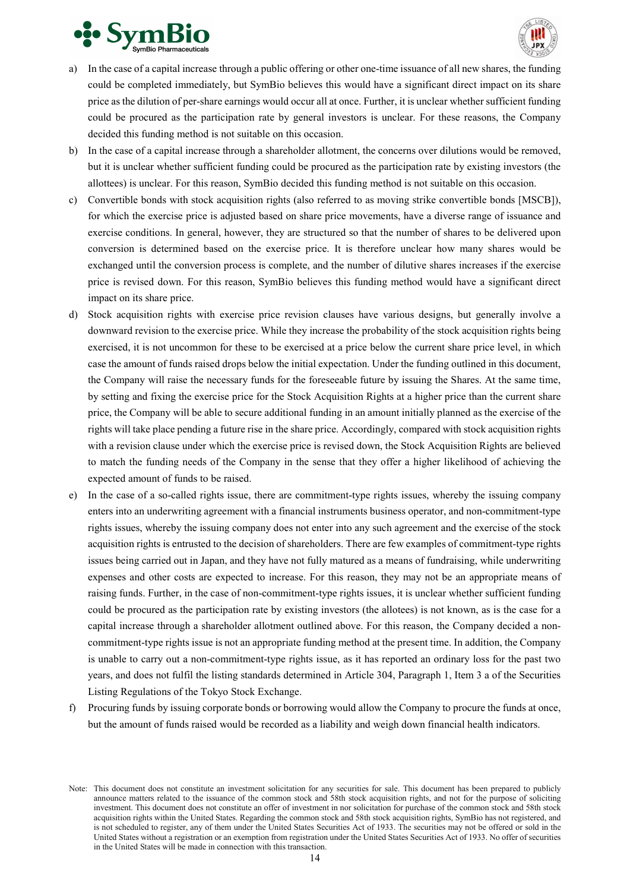a) In the case of a capital increase through a public offering or other one-time issuance of all new shares, the funding could be completed immediately, but SymBio believes this would have a significant direct impact on its share price as the dilution of per-share earnings would occur all at once. Further, it is unclear whether sufficient funding could be procured as the participation rate by general investors is unclear. For these reasons, the Company decided this funding method is not suitable on this occasion.

b) In the case of a capital increase through a shareholder allotment, the concerns over dilutions would be removed, but it is unclear whether sufficient funding could be procured as the participation rate by existing investors (the allottees) is unclear. For this reason, SymBio decided this funding method is not suitable on this occasion.

c) Convertible bonds with stock acquisition rights (also referred to as moving strike convertible bonds [MSCB]), for which the exercise price is adjusted based on share price movements, have a diverse range of issuance and exercise conditions. In general, however, they are structured so that the number of shares to be delivered upon conversion is determined based on the exercise price. It is therefore unclear how many shares would be exchanged until the conversion process is complete, and the number of dilutive shares increases if the exercise price is revised down. For this reason, SymBio believes this funding method would have a significant direct impact on its share price.

d) Stock acquisition rights with exercise price revision clauses have various designs, but generally involve a downward revision to the exercise price. While they increase the probability of the stock acquisition rights being exercised, it is not uncommon for these to be exercised at a price below the current share price level, in which case the amount of funds raised drops below the initial expectation. Under the funding outlined in this document, the Company will raise the necessary funds for the foreseeable future by issuing the Shares. At the same time, by setting and fixing the exercise price for the Stock Acquisition Rights at a higher price than the current share price, the Company will be able to secure additional funding in an amount initially planned as the exercise of the rights will take place pending a future rise in the share price. Accordingly, compared with stock acquisition rights with a revision clause under which the exercise price is revised down, the Stock Acquisition Rights are believed to match the funding needs of the Company in the sense that they offer a higher likelihood of achieving the expected amount of funds to be raised.

e) In the case of a so-called rights issue, there are commitment-type rights issues, whereby the issuing company enters into an underwriting agreement with a financial instruments business operator, and non-commitment-type rights issues, whereby the issuing company does not enter into any such agreement and the exercise of the stock acquisition rights is entrusted to the decision of shareholders. There are few examples of commitment-type rights issues being carried out in Japan, and they have not fully matured as a means of fundraising, while underwriting expenses and other costs are expected to increase. For this reason, they may not be an appropriate means of raising funds. Further, in the case of non-commitment-type rights issues, it is unclear whether sufficient funding could be procured as the participation rate by existing investors (the allotees) is not known, as is the case for a capital increase through a shareholder allotment outlined above. For this reason, the Company decided a non-commitment-type rights issue is not an appropriate funding method at the present time. In addition, the Company is unable to carry out a non-commitment-type rights issue, as it has reported an ordinary loss for the past two years, and does not fulfil the listing standards determined in Article 304, Paragraph 1, Item 3 a of the Securities Listing Regulations of the Tokyo Stock Exchange.

f) Procuring funds by issuing corporate bonds or borrowing would allow the Company to procure the funds at once, but the amount of funds raised would be recorded as a liability and weigh down financial health indicators.

Note: This document does not constitute an investment solicitation for any securities for sale. This document has been prepared to publicly announce matters related to the issuance of the common stock and 58th stock acquisition rights, and not for the purpose of soliciting investment. This document does not constitute an offer of investment in nor solicitation for purchase of the common stock and 58th stock acquisition rights within the United States. Regarding the common stock and 58th stock acquisition rights, SymBio has not registered, and is not scheduled to register, any of them under the United States Securities Act of 1933. The securities may not be offered or sold in the United States without a registration or an exemption from registration under the United States Securities Act of 1933. No offer of securities in the United States will be made in connection with this transaction.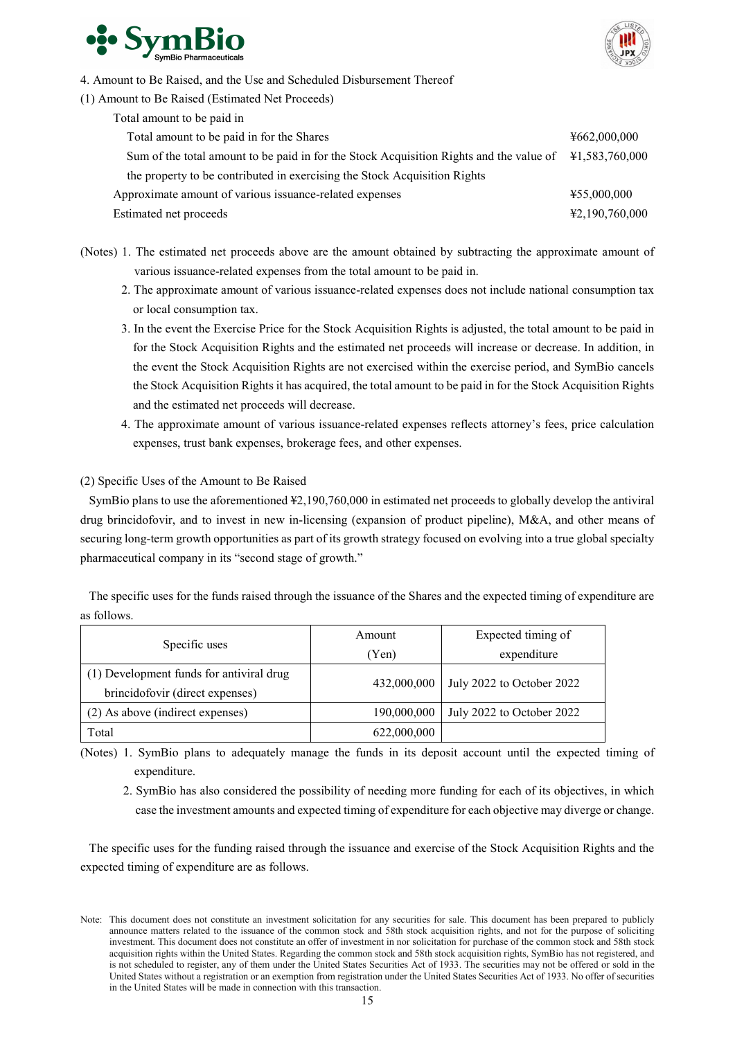4. Amount to Be Raised, and the Use and Scheduled Disbursement Thereof

(1) Amount to Be Raised (Estimated Net Proceeds)

| | |
|---|---|
| Total amount to be paid in | |
| Total amount to be paid in for the Shares | ¥662,000,000 |
| Sum of the total amount to be paid in for the Stock Acquisition Rights and the value of the property to be contributed in exercising the Stock Acquisition Rights | ¥1,583,760,000 |
| Approximate amount of various issuance-related expenses | ¥55,000,000 |
| Estimated net proceeds | ¥2,190,760,000 |

(Notes) 1. The estimated net proceeds above are the amount obtained by subtracting the approximate amount of various issuance-related expenses from the total amount to be paid in.

2. The approximate amount of various issuance-related expenses does not include national consumption tax or local consumption tax.

3. In the event the Exercise Price for the Stock Acquisition Rights is adjusted, the total amount to be paid in for the Stock Acquisition Rights and the estimated net proceeds will increase or decrease. In addition, in the event the Stock Acquisition Rights are not exercised within the exercise period, and SymBio cancels the Stock Acquisition Rights it has acquired, the total amount to be paid in for the Stock Acquisition Rights and the estimated net proceeds will decrease.

4. The approximate amount of various issuance-related expenses reflects attorney's fees, price calculation expenses, trust bank expenses, brokerage fees, and other expenses.

(2) Specific Uses of the Amount to Be Raised

SymBio plans to use the aforementioned ¥2,190,760,000 in estimated net proceeds to globally develop the antiviral drug brincidofovir, and to invest in new in-licensing (expansion of product pipeline), M&A, and other means of securing long-term growth opportunities as part of its growth strategy focused on evolving into a true global specialty pharmaceutical company in its "second stage of growth."

The specific uses for the funds raised through the issuance of the Shares and the expected timing of expenditure are as follows.

| Specific uses | Amount (Yen) | Expected timing of expenditure |
|---|---|---|
| (1) Development funds for antiviral drug brincidofovir (direct expenses) | 432,000,000 | July 2022 to October 2022 |
| (2) As above (indirect expenses) | 190,000,000 | July 2022 to October 2022 |
| Total | 622,000,000 | |

(Notes) 1. SymBio plans to adequately manage the funds in its deposit account until the expected timing of expenditure.

2. SymBio has also considered the possibility of needing more funding for each of its objectives, in which case the investment amounts and expected timing of expenditure for each objective may diverge or change.

The specific uses for the funding raised through the issuance and exercise of the Stock Acquisition Rights and the expected timing of expenditure are as follows.

Note: This document does not constitute an investment solicitation for any securities for sale. This document has been prepared to publicly announce matters related to the issuance of the common stock and 58th stock acquisition rights, and not for the purpose of soliciting investment. This document does not constitute an offer of investment in nor solicitation for purchase of the common stock and 58th stock acquisition rights within the United States. Regarding the common stock and 58th stock acquisition rights, SymBio has not registered, and is not scheduled to register, any of them under the United States Securities Act of 1933. The securities may not be offered or sold in the United States without a registration or an exemption from registration under the United States Securities Act of 1933. No offer of securities in the United States will be made in connection with this transaction.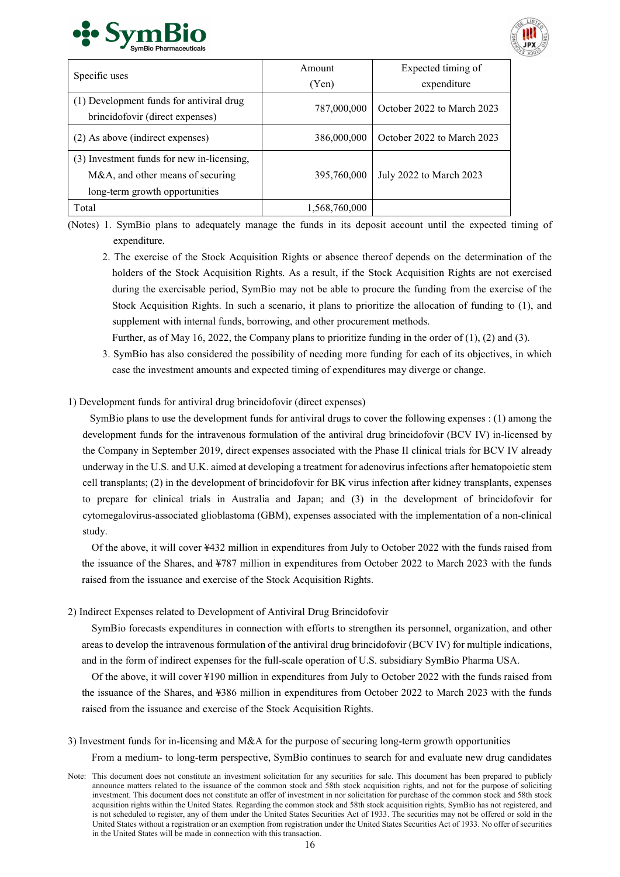| Specific uses | Amount (Yen) | Expected timing of expenditure |
|---|---|---|
| (1) Development funds for antiviral drug brincidofovir (direct expenses) | 787,000,000 | October 2022 to March 2023 |
| (2) As above (indirect expenses) | 386,000,000 | October 2022 to March 2023 |
| (3) Investment funds for new in-licensing, M&A, and other means of securing long-term growth opportunities | 395,760,000 | July 2022 to March 2023 |
| Total | 1,568,760,000 | |

(Notes) 1. SymBio plans to adequately manage the funds in its deposit account until the expected timing of expenditure.

2. The exercise of the Stock Acquisition Rights or absence thereof depends on the determination of the holders of the Stock Acquisition Rights. As a result, if the Stock Acquisition Rights are not exercised during the exercisable period, SymBio may not be able to procure the funding from the exercise of the Stock Acquisition Rights. In such a scenario, it plans to prioritize the allocation of funding to (1), and supplement with internal funds, borrowing, and other procurement methods.
   Further, as of May 16, 2022, the Company plans to prioritize funding in the order of (1), (2) and (3).

3. SymBio has also considered the possibility of needing more funding for each of its objectives, in which case the investment amounts and expected timing of expenditures may diverge or change.

1) Development funds for antiviral drug brincidofovir (direct expenses)

SymBio plans to use the development funds for antiviral drugs to cover the following expenses : (1) among the development funds for the intravenous formulation of the antiviral drug brincidofovir (BCV IV) in-licensed by the Company in September 2019, direct expenses associated with the Phase II clinical trials for BCV IV already underway in the U.S. and U.K. aimed at developing a treatment for adenovirus infections after hematopoietic stem cell transplants; (2) in the development of brincidofovir for BK virus infection after kidney transplants, expenses to prepare for clinical trials in Australia and Japan; and (3) in the development of brincidofovir for cytomegalovirus-associated glioblastoma (GBM), expenses associated with the implementation of a non-clinical study.

Of the above, it will cover ¥432 million in expenditures from July to October 2022 with the funds raised from the issuance of the Shares, and ¥787 million in expenditures from October 2022 to March 2023 with the funds raised from the issuance and exercise of the Stock Acquisition Rights.

2) Indirect Expenses related to Development of Antiviral Drug Brincidofovir

SymBio forecasts expenditures in connection with efforts to strengthen its personnel, organization, and other areas to develop the intravenous formulation of the antiviral drug brincidofovir (BCV IV) for multiple indications, and in the form of indirect expenses for the full-scale operation of U.S. subsidiary SymBio Pharma USA.

Of the above, it will cover ¥190 million in expenditures from July to October 2022 with the funds raised from the issuance of the Shares, and ¥386 million in expenditures from October 2022 to March 2023 with the funds raised from the issuance and exercise of the Stock Acquisition Rights.

3) Investment funds for in-licensing and M&A for the purpose of securing long-term growth opportunities

From a medium- to long-term perspective, SymBio continues to search for and evaluate new drug candidates

Note: This document does not constitute an investment solicitation for any securities for sale. This document has been prepared to publicly announce matters related to the issuance of the common stock and 58th stock acquisition rights, and not for the purpose of soliciting investment. This document does not constitute an offer of investment in nor solicitation for purchase of the common stock and 58th stock acquisition rights within the United States. Regarding the common stock and 58th stock acquisition rights, SymBio has not registered, and is not scheduled to register, any of them under the United States Securities Act of 1933. The securities may not be offered or sold in the United States without a registration or an exemption from registration under the United States Securities Act of 1933. No offer of securities in the United States will be made in connection with this transaction.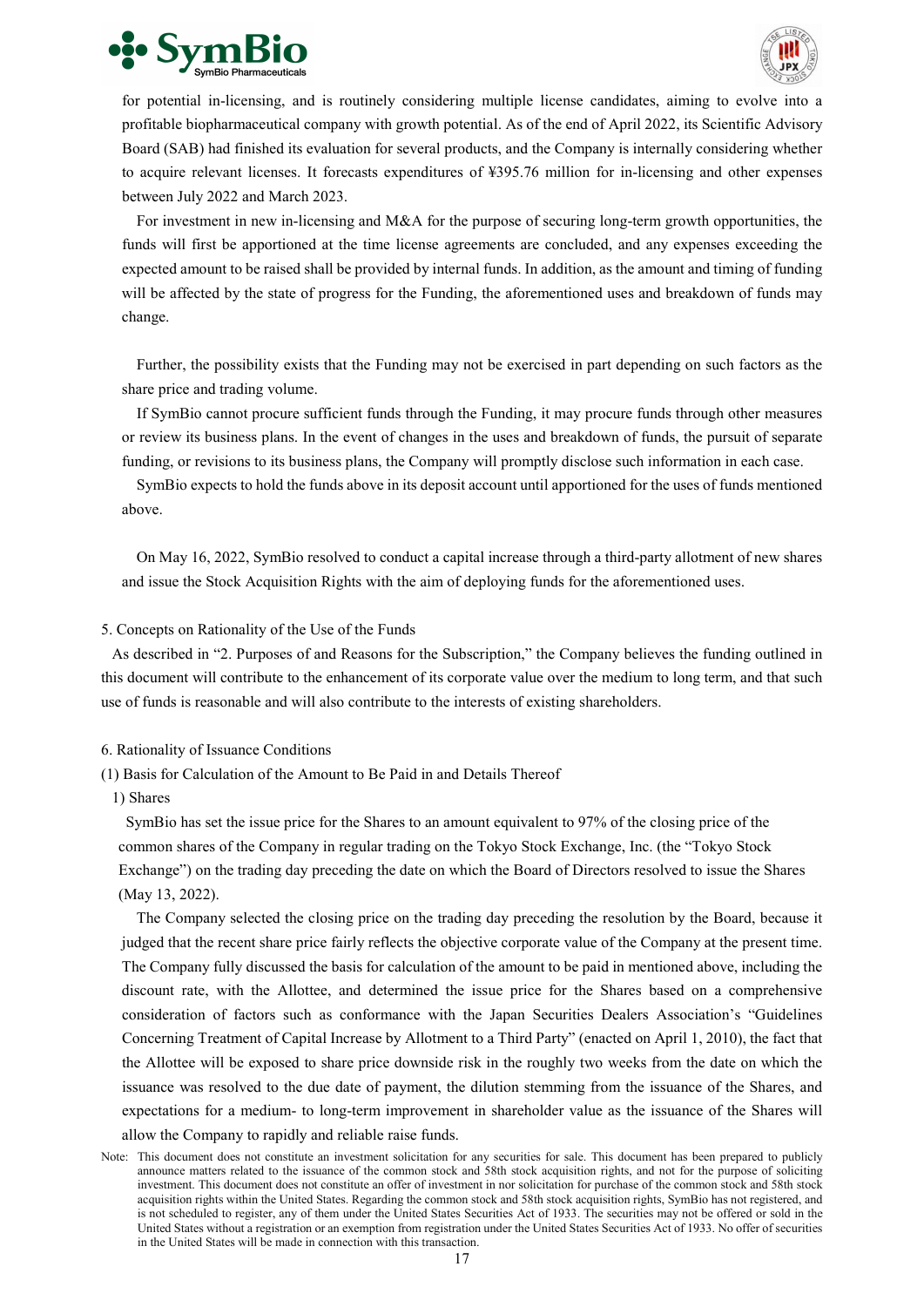for potential in-licensing, and is routinely considering multiple license candidates, aiming to evolve into a profitable biopharmaceutical company with growth potential. As of the end of April 2022, its Scientific Advisory Board (SAB) had finished its evaluation for several products, and the Company is internally considering whether to acquire relevant licenses. It forecasts expenditures of ¥395.76 million for in-licensing and other expenses between July 2022 and March 2023.

For investment in new in-licensing and M&A for the purpose of securing long-term growth opportunities, the funds will first be apportioned at the time license agreements are concluded, and any expenses exceeding the expected amount to be raised shall be provided by internal funds. In addition, as the amount and timing of funding will be affected by the state of progress for the Funding, the aforementioned uses and breakdown of funds may change.

Further, the possibility exists that the Funding may not be exercised in part depending on such factors as the share price and trading volume.

If SymBio cannot procure sufficient funds through the Funding, it may procure funds through other measures or review its business plans. In the event of changes in the uses and breakdown of funds, the pursuit of separate funding, or revisions to its business plans, the Company will promptly disclose such information in each case.

SymBio expects to hold the funds above in its deposit account until apportioned for the uses of funds mentioned above.

On May 16, 2022, SymBio resolved to conduct a capital increase through a third-party allotment of new shares and issue the Stock Acquisition Rights with the aim of deploying funds for the aforementioned uses.

## 5. Concepts on Rationality of the Use of the Funds

As described in “2. Purposes of and Reasons for the Subscription,” the Company believes the funding outlined in this document will contribute to the enhancement of its corporate value over the medium to long term, and that such use of funds is reasonable and will also contribute to the interests of existing shareholders.

## 6. Rationality of Issuance Conditions

### (1) Basis for Calculation of the Amount to Be Paid in and Details Thereof

#### 1) Shares

SymBio has set the issue price for the Shares to an amount equivalent to 97% of the closing price of the common shares of the Company in regular trading on the Tokyo Stock Exchange, Inc. (the “Tokyo Stock Exchange”) on the trading day preceding the date on which the Board of Directors resolved to issue the Shares (May 13, 2022).

The Company selected the closing price on the trading day preceding the resolution by the Board, because it judged that the recent share price fairly reflects the objective corporate value of the Company at the present time. The Company fully discussed the basis for calculation of the amount to be paid in mentioned above, including the discount rate, with the Allottee, and determined the issue price for the Shares based on a comprehensive consideration of factors such as conformance with the Japan Securities Dealers Association’s “Guidelines Concerning Treatment of Capital Increase by Allotment to a Third Party” (enacted on April 1, 2010), the fact that the Allottee will be exposed to share price downside risk in the roughly two weeks from the date on which the issuance was resolved to the due date of payment, the dilution stemming from the issuance of the Shares, and expectations for a medium- to long-term improvement in shareholder value as the issuance of the Shares will allow the Company to rapidly and reliable raise funds.

Note: This document does not constitute an investment solicitation for any securities for sale. This document has been prepared to publicly announce matters related to the issuance of the common stock and 58th stock acquisition rights, and not for the purpose of soliciting investment. This document does not constitute an offer of investment in nor solicitation for purchase of the common stock and 58th stock acquisition rights within the United States. Regarding the common stock and 58th stock acquisition rights, SymBio has not registered, and is not scheduled to register, any of them under the United States Securities Act of 1933. The securities may not be offered or sold in the United States without a registration or an exemption from registration under the United States Securities Act of 1933. No offer of securities in the United States will be made in connection with this transaction.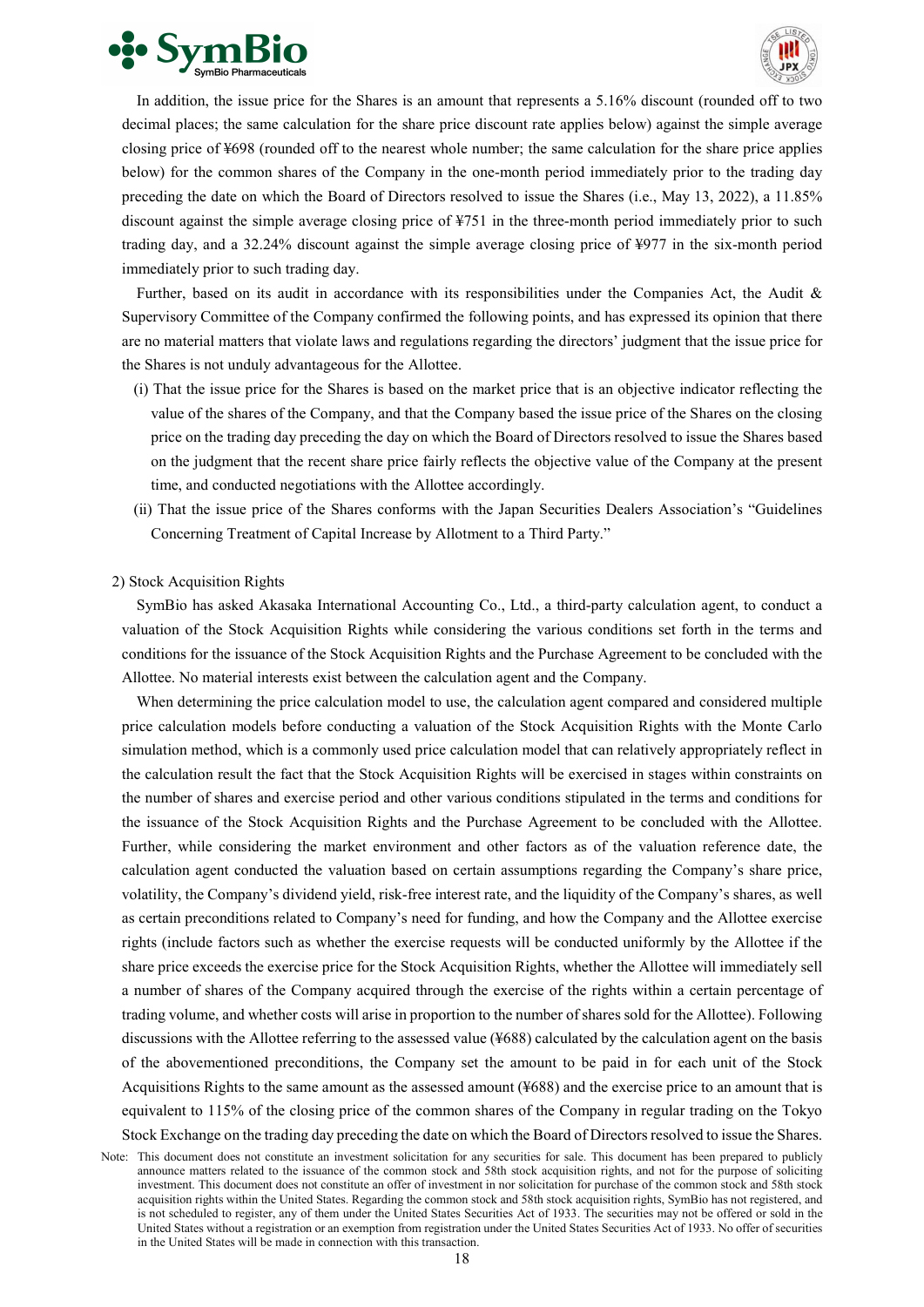In addition, the issue price for the Shares is an amount that represents a 5.16% discount (rounded off to two decimal places; the same calculation for the share price discount rate applies below) against the simple average closing price of ¥698 (rounded off to the nearest whole number; the same calculation for the share price applies below) for the common shares of the Company in the one-month period immediately prior to the trading day preceding the date on which the Board of Directors resolved to issue the Shares (i.e., May 13, 2022), a 11.85% discount against the simple average closing price of ¥751 in the three-month period immediately prior to such trading day, and a 32.24% discount against the simple average closing price of ¥977 in the six-month period immediately prior to such trading day.

Further, based on its audit in accordance with its responsibilities under the Companies Act, the Audit & Supervisory Committee of the Company confirmed the following points, and has expressed its opinion that there are no material matters that violate laws and regulations regarding the directors' judgment that the issue price for the Shares is not unduly advantageous for the Allottee.

(i) That the issue price for the Shares is based on the market price that is an objective indicator reflecting the value of the shares of the Company, and that the Company based the issue price of the Shares on the closing price on the trading day preceding the day on which the Board of Directors resolved to issue the Shares based on the judgment that the recent share price fairly reflects the objective value of the Company at the present time, and conducted negotiations with the Allottee accordingly.

(ii) That the issue price of the Shares conforms with the Japan Securities Dealers Association's "Guidelines Concerning Treatment of Capital Increase by Allotment to a Third Party."

2) Stock Acquisition Rights

SymBio has asked Akasaka International Accounting Co., Ltd., a third-party calculation agent, to conduct a valuation of the Stock Acquisition Rights while considering the various conditions set forth in the terms and conditions for the issuance of the Stock Acquisition Rights and the Purchase Agreement to be concluded with the Allottee. No material interests exist between the calculation agent and the Company.

When determining the price calculation model to use, the calculation agent compared and considered multiple price calculation models before conducting a valuation of the Stock Acquisition Rights with the Monte Carlo simulation method, which is a commonly used price calculation model that can relatively appropriately reflect in the calculation result the fact that the Stock Acquisition Rights will be exercised in stages within constraints on the number of shares and exercise period and other various conditions stipulated in the terms and conditions for the issuance of the Stock Acquisition Rights and the Purchase Agreement to be concluded with the Allottee. Further, while considering the market environment and other factors as of the valuation reference date, the calculation agent conducted the valuation based on certain assumptions regarding the Company's share price, volatility, the Company's dividend yield, risk-free interest rate, and the liquidity of the Company's shares, as well as certain preconditions related to Company's need for funding, and how the Company and the Allottee exercise rights (include factors such as whether the exercise requests will be conducted uniformly by the Allottee if the share price exceeds the exercise price for the Stock Acquisition Rights, whether the Allottee will immediately sell a number of shares of the Company acquired through the exercise of the rights within a certain percentage of trading volume, and whether costs will arise in proportion to the number of shares sold for the Allottee). Following discussions with the Allottee referring to the assessed value (¥688) calculated by the calculation agent on the basis of the abovementioned preconditions, the Company set the amount to be paid in for each unit of the Stock Acquisitions Rights to the same amount as the assessed amount (¥688) and the exercise price to an amount that is equivalent to 115% of the closing price of the common shares of the Company in regular trading on the Tokyo Stock Exchange on the trading day preceding the date on which the Board of Directors resolved to issue the Shares.

Note: This document does not constitute an investment solicitation for any securities for sale. This document has been prepared to publicly announce matters related to the issuance of the common stock and 58th stock acquisition rights, and not for the purpose of soliciting investment. This document does not constitute an offer of investment in nor solicitation for purchase of the common stock and 58th stock acquisition rights within the United States. Regarding the common stock and 58th stock acquisition rights, SymBio has not registered, and is not scheduled to register, any of them under the United States Securities Act of 1933. The securities may not be offered or sold in the United States without a registration or an exemption from registration under the United States Securities Act of 1933. No offer of securities in the United States will be made in connection with this transaction.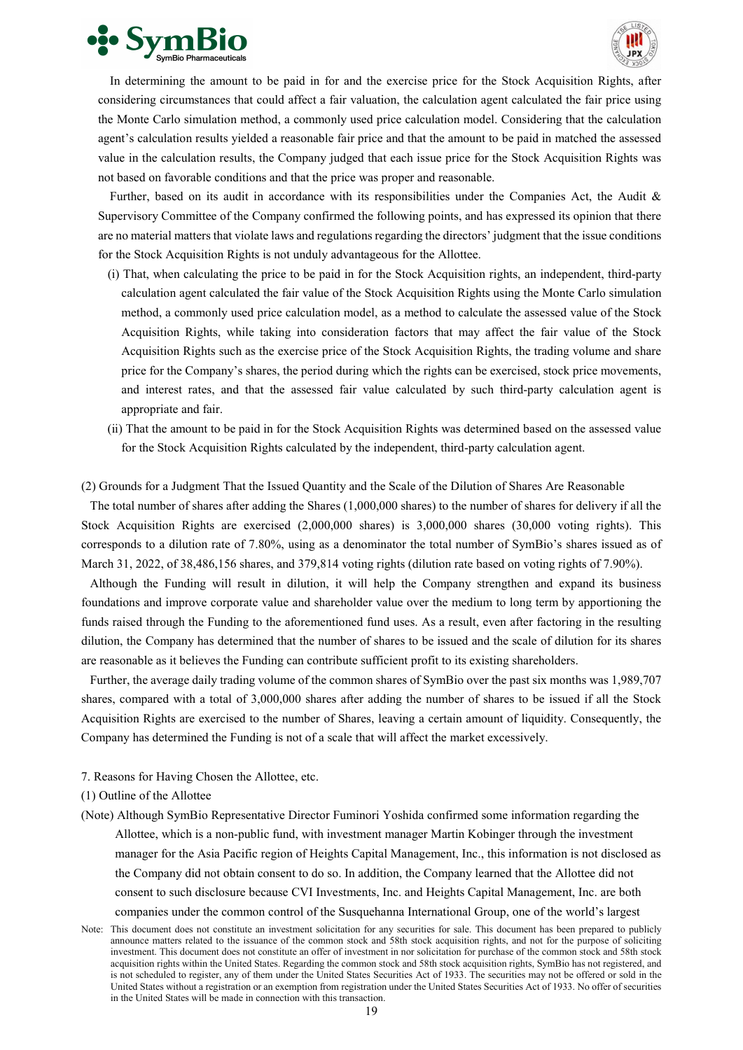In determining the amount to be paid in for and the exercise price for the Stock Acquisition Rights, after considering circumstances that could affect a fair valuation, the calculation agent calculated the fair price using the Monte Carlo simulation method, a commonly used price calculation model. Considering that the calculation agent's calculation results yielded a reasonable fair price and that the amount to be paid in matched the assessed value in the calculation results, the Company judged that each issue price for the Stock Acquisition Rights was not based on favorable conditions and that the price was proper and reasonable.

Further, based on its audit in accordance with its responsibilities under the Companies Act, the Audit & Supervisory Committee of the Company confirmed the following points, and has expressed its opinion that there are no material matters that violate laws and regulations regarding the directors' judgment that the issue conditions for the Stock Acquisition Rights is not unduly advantageous for the Allottee.

(i) That, when calculating the price to be paid in for the Stock Acquisition rights, an independent, third-party calculation agent calculated the fair value of the Stock Acquisition Rights using the Monte Carlo simulation method, a commonly used price calculation model, as a method to calculate the assessed value of the Stock Acquisition Rights, while taking into consideration factors that may affect the fair value of the Stock Acquisition Rights such as the exercise price of the Stock Acquisition Rights, the trading volume and share price for the Company's shares, the period during which the rights can be exercised, stock price movements, and interest rates, and that the assessed fair value calculated by such third-party calculation agent is appropriate and fair.

(ii) That the amount to be paid in for the Stock Acquisition Rights was determined based on the assessed value for the Stock Acquisition Rights calculated by the independent, third-party calculation agent.

(2) Grounds for a Judgment That the Issued Quantity and the Scale of the Dilution of Shares Are Reasonable

The total number of shares after adding the Shares (1,000,000 shares) to the number of shares for delivery if all the Stock Acquisition Rights are exercised (2,000,000 shares) is 3,000,000 shares (30,000 voting rights). This corresponds to a dilution rate of 7.80%, using as a denominator the total number of SymBio's shares issued as of March 31, 2022, of 38,486,156 shares, and 379,814 voting rights (dilution rate based on voting rights of 7.90%).

Although the Funding will result in dilution, it will help the Company strengthen and expand its business foundations and improve corporate value and shareholder value over the medium to long term by apportioning the funds raised through the Funding to the aforementioned fund uses. As a result, even after factoring in the resulting dilution, the Company has determined that the number of shares to be issued and the scale of dilution for its shares are reasonable as it believes the Funding can contribute sufficient profit to its existing shareholders.

Further, the average daily trading volume of the common shares of SymBio over the past six months was 1,989,707 shares, compared with a total of 3,000,000 shares after adding the number of shares to be issued if all the Stock Acquisition Rights are exercised to the number of Shares, leaving a certain amount of liquidity. Consequently, the Company has determined the Funding is not of a scale that will affect the market excessively.

7. Reasons for Having Chosen the Allottee, etc.

(1) Outline of the Allottee

(Note) Although SymBio Representative Director Fuminori Yoshida confirmed some information regarding the Allottee, which is a non-public fund, with investment manager Martin Kobinger through the investment manager for the Asia Pacific region of Heights Capital Management, Inc., this information is not disclosed as the Company did not obtain consent to do so. In addition, the Company learned that the Allottee did not consent to such disclosure because CVI Investments, Inc. and Heights Capital Management, Inc. are both companies under the common control of the Susquehanna International Group, one of the world's largest

Note: This document does not constitute an investment solicitation for any securities for sale. This document has been prepared to publicly announce matters related to the issuance of the common stock and 58th stock acquisition rights, and not for the purpose of soliciting investment. This document does not constitute an offer of investment in nor solicitation for purchase of the common stock and 58th stock acquisition rights within the United States. Regarding the common stock and 58th stock acquisition rights, SymBio has not registered, and is not scheduled to register, any of them under the United States Securities Act of 1933. The securities may not be offered or sold in the United States without a registration or an exemption from registration under the United States Securities Act of 1933. No offer of securities in the United States will be made in connection with this transaction.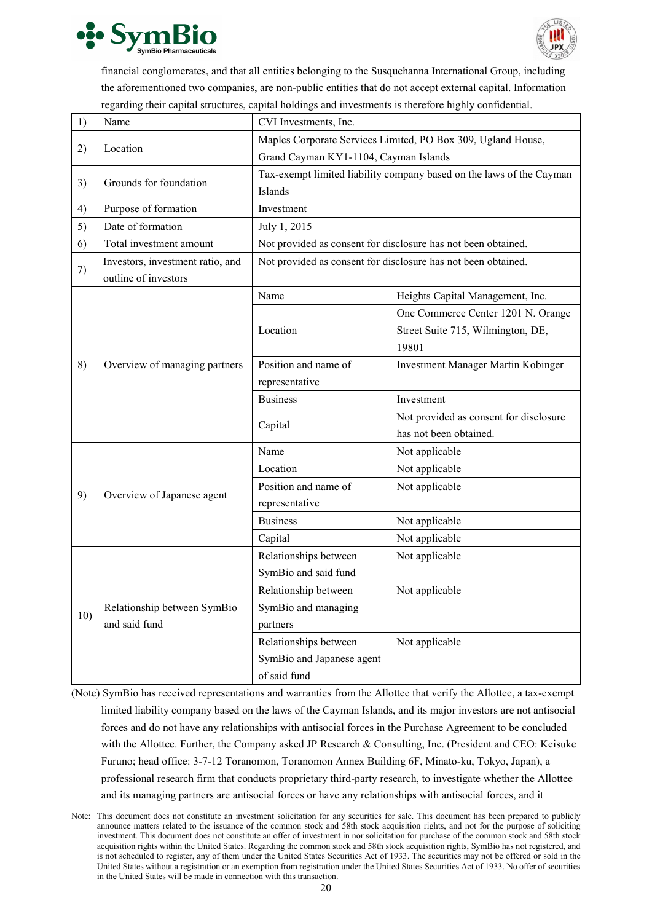financial conglomerates, and that all entities belonging to the Susquehanna International Group, including the aforementioned two companies, are non-public entities that do not accept external capital. Information regarding their capital structures, capital holdings and investments is therefore highly confidential.

| | | | |
|---|---|---|---|
| 1) | Name | CVI Investments, Inc. | |
| 2) | Location | Maples Corporate Services Limited, PO Box 309, Ugland House, Grand Cayman KY1-1104, Cayman Islands | |
| 3) | Grounds for foundation | Tax-exempt limited liability company based on the laws of the Cayman Islands | |
| 4) | Purpose of formation | Investment | |
| 5) | Date of formation | July 1, 2015 | |
| 6) | Total investment amount | Not provided as consent for disclosure has not been obtained. | |
| 7) | Investors, investment ratio, and outline of investors | Not provided as consent for disclosure has not been obtained. | |
| 8) | Overview of managing partners | Name | Heights Capital Management, Inc. |
| | | Location | One Commerce Center 1201 N. Orange Street Suite 715, Wilmington, DE, 19801 |
| | | Position and name of representative | Investment Manager Martin Kobinger |
| | | Business | Investment |
| | | Capital | Not provided as consent for disclosure has not been obtained. |
| 9) | Overview of Japanese agent | Name | Not applicable |
| | | Location | Not applicable |
| | | Position and name of representative | Not applicable |
| | | Business | Not applicable |
| | | Capital | Not applicable |
| 10) | Relationship between SymBio and said fund | Relationships between SymBio and said fund | Not applicable |
| | | Relationship between SymBio and managing partners | Not applicable |
| | | Relationships between SymBio and Japanese agent of said fund | Not applicable |

(Note) SymBio has received representations and warranties from the Allottee that verify the Allottee, a tax-exempt limited liability company based on the laws of the Cayman Islands, and its major investors are not antisocial forces and do not have any relationships with antisocial forces in the Purchase Agreement to be concluded with the Allottee. Further, the Company asked JP Research & Consulting, Inc. (President and CEO: Keisuke Furuno; head office: 3-7-12 Toranomon, Toranomon Annex Building 6F, Minato-ku, Tokyo, Japan), a professional research firm that conducts proprietary third-party research, to investigate whether the Allottee and its managing partners are antisocial forces or have any relationships with antisocial forces, and it

Note: This document does not constitute an investment solicitation for any securities for sale. This document has been prepared to publicly announce matters related to the issuance of the common stock and 58th stock acquisition rights, and not for the purpose of soliciting investment. This document does not constitute an offer of investment in nor solicitation for purchase of the common stock and 58th stock acquisition rights within the United States. Regarding the common stock and 58th stock acquisition rights, SymBio has not registered, and is not scheduled to register, any of them under the United States Securities Act of 1933. The securities may not be offered or sold in the United States without a registration or an exemption from registration under the United States Securities Act of 1933. No offer of securities in the United States will be made in connection with this transaction.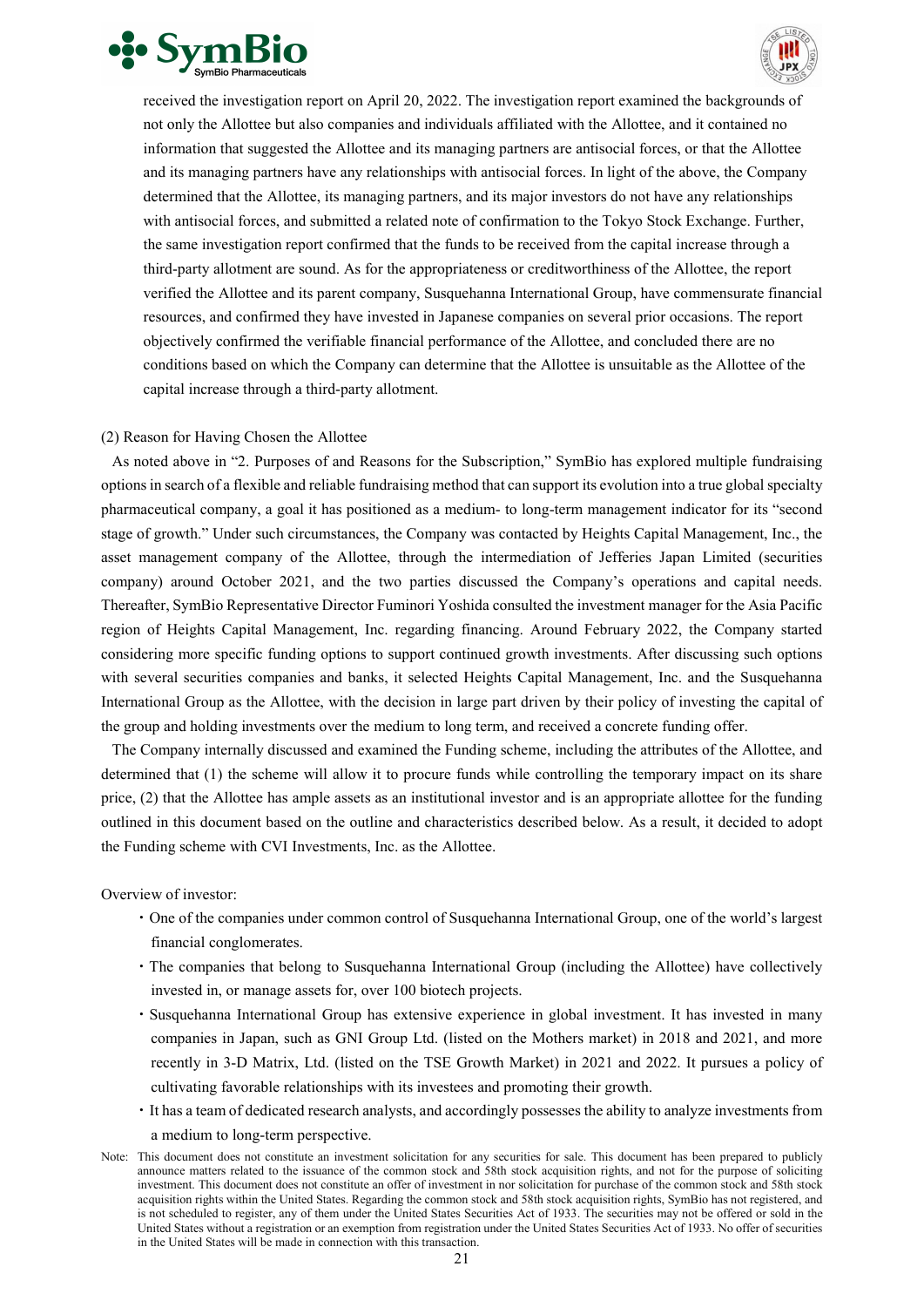received the investigation report on April 20, 2022. The investigation report examined the backgrounds of not only the Allottee but also companies and individuals affiliated with the Allottee, and it contained no information that suggested the Allottee and its managing partners are antisocial forces, or that the Allottee and its managing partners have any relationships with antisocial forces. In light of the above, the Company determined that the Allottee, its managing partners, and its major investors do not have any relationships with antisocial forces, and submitted a related note of confirmation to the Tokyo Stock Exchange. Further, the same investigation report confirmed that the funds to be received from the capital increase through a third-party allotment are sound. As for the appropriateness or creditworthiness of the Allottee, the report verified the Allottee and its parent company, Susquehanna International Group, have commensurate financial resources, and confirmed they have invested in Japanese companies on several prior occasions. The report objectively confirmed the verifiable financial performance of the Allottee, and concluded there are no conditions based on which the Company can determine that the Allottee is unsuitable as the Allottee of the capital increase through a third-party allotment.

(2) Reason for Having Chosen the Allottee

As noted above in "2. Purposes of and Reasons for the Subscription," SymBio has explored multiple fundraising options in search of a flexible and reliable fundraising method that can support its evolution into a true global specialty pharmaceutical company, a goal it has positioned as a medium- to long-term management indicator for its "second stage of growth." Under such circumstances, the Company was contacted by Heights Capital Management, Inc., the asset management company of the Allottee, through the intermediation of Jefferies Japan Limited (securities company) around October 2021, and the two parties discussed the Company's operations and capital needs. Thereafter, SymBio Representative Director Fuminori Yoshida consulted the investment manager for the Asia Pacific region of Heights Capital Management, Inc. regarding financing. Around February 2022, the Company started considering more specific funding options to support continued growth investments. After discussing such options with several securities companies and banks, it selected Heights Capital Management, Inc. and the Susquehanna International Group as the Allottee, with the decision in large part driven by their policy of investing the capital of the group and holding investments over the medium to long term, and received a concrete funding offer.

The Company internally discussed and examined the Funding scheme, including the attributes of the Allottee, and determined that (1) the scheme will allow it to procure funds while controlling the temporary impact on its share price, (2) that the Allottee has ample assets as an institutional investor and is an appropriate allottee for the funding outlined in this document based on the outline and characteristics described below. As a result, it decided to adopt the Funding scheme with CVI Investments, Inc. as the Allottee.

Overview of investor:

- One of the companies under common control of Susquehanna International Group, one of the world's largest financial conglomerates.
- The companies that belong to Susquehanna International Group (including the Allottee) have collectively invested in, or manage assets for, over 100 biotech projects.
- Susquehanna International Group has extensive experience in global investment. It has invested in many companies in Japan, such as GNI Group Ltd. (listed on the Mothers market) in 2018 and 2021, and more recently in 3-D Matrix, Ltd. (listed on the TSE Growth Market) in 2021 and 2022. It pursues a policy of cultivating favorable relationships with its investees and promoting their growth.
- It has a team of dedicated research analysts, and accordingly possesses the ability to analyze investments from a medium to long-term perspective.

Note: This document does not constitute an investment solicitation for any securities for sale. This document has been prepared to publicly announce matters related to the issuance of the common stock and 58th stock acquisition rights, and not for the purpose of soliciting investment. This document does not constitute an offer of investment in nor solicitation for purchase of the common stock and 58th stock acquisition rights within the United States. Regarding the common stock and 58th stock acquisition rights, SymBio has not registered, and is not scheduled to register, any of them under the United States Securities Act of 1933. The securities may not be offered or sold in the United States without a registration or an exemption from registration under the United States Securities Act of 1933. No offer of securities in the United States will be made in connection with this transaction.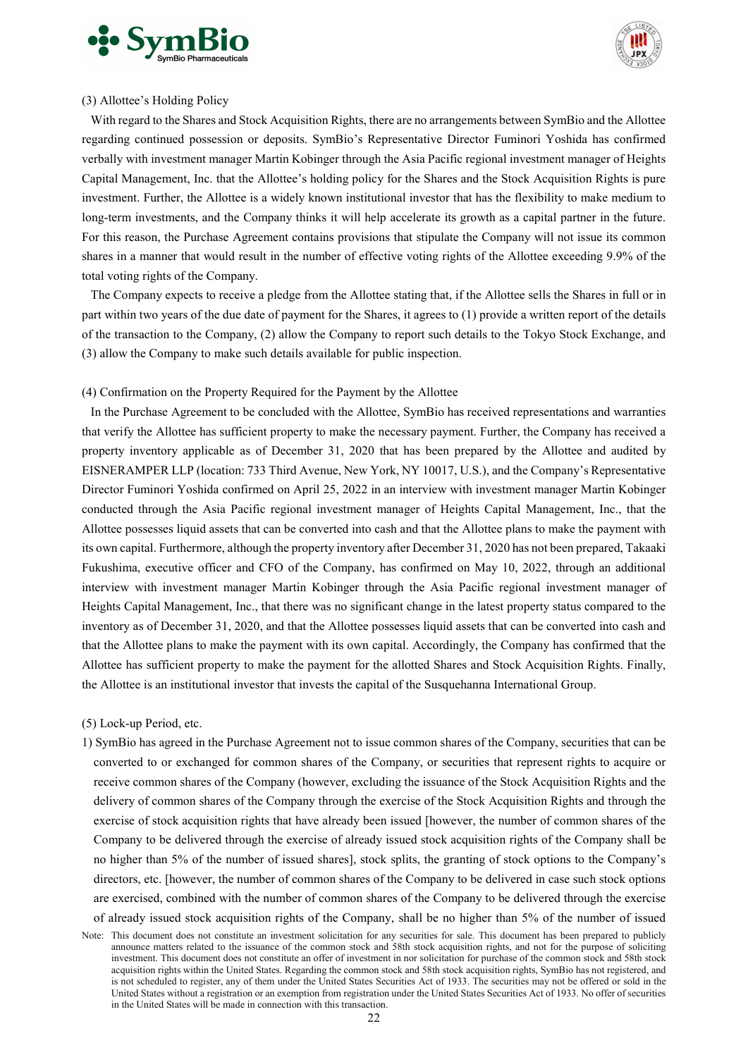(3) Allottee's Holding Policy

With regard to the Shares and Stock Acquisition Rights, there are no arrangements between SymBio and the Allottee regarding continued possession or deposits. SymBio's Representative Director Fuminori Yoshida has confirmed verbally with investment manager Martin Kobinger through the Asia Pacific regional investment manager of Heights Capital Management, Inc. that the Allottee's holding policy for the Shares and the Stock Acquisition Rights is pure investment. Further, the Allottee is a widely known institutional investor that has the flexibility to make medium to long-term investments, and the Company thinks it will help accelerate its growth as a capital partner in the future. For this reason, the Purchase Agreement contains provisions that stipulate the Company will not issue its common shares in a manner that would result in the number of effective voting rights of the Allottee exceeding 9.9% of the total voting rights of the Company.

The Company expects to receive a pledge from the Allottee stating that, if the Allottee sells the Shares in full or in part within two years of the due date of payment for the Shares, it agrees to (1) provide a written report of the details of the transaction to the Company, (2) allow the Company to report such details to the Tokyo Stock Exchange, and (3) allow the Company to make such details available for public inspection.

(4) Confirmation on the Property Required for the Payment by the Allottee

In the Purchase Agreement to be concluded with the Allottee, SymBio has received representations and warranties that verify the Allottee has sufficient property to make the necessary payment. Further, the Company has received a property inventory applicable as of December 31, 2020 that has been prepared by the Allottee and audited by EISNERAMPER LLP (location: 733 Third Avenue, New York, NY 10017, U.S.), and the Company's Representative Director Fuminori Yoshida confirmed on April 25, 2022 in an interview with investment manager Martin Kobinger conducted through the Asia Pacific regional investment manager of Heights Capital Management, Inc., that the Allottee possesses liquid assets that can be converted into cash and that the Allottee plans to make the payment with its own capital. Furthermore, although the property inventory after December 31, 2020 has not been prepared, Takaaki Fukushima, executive officer and CFO of the Company, has confirmed on May 10, 2022, through an additional interview with investment manager Martin Kobinger through the Asia Pacific regional investment manager of Heights Capital Management, Inc., that there was no significant change in the latest property status compared to the inventory as of December 31, 2020, and that the Allottee possesses liquid assets that can be converted into cash and that the Allottee plans to make the payment with its own capital. Accordingly, the Company has confirmed that the Allottee has sufficient property to make the payment for the allotted Shares and Stock Acquisition Rights. Finally, the Allottee is an institutional investor that invests the capital of the Susquehanna International Group.

(5) Lock-up Period, etc.

1) SymBio has agreed in the Purchase Agreement not to issue common shares of the Company, securities that can be converted to or exchanged for common shares of the Company, or securities that represent rights to acquire or receive common shares of the Company (however, excluding the issuance of the Stock Acquisition Rights and the delivery of common shares of the Company through the exercise of the Stock Acquisition Rights and through the exercise of stock acquisition rights that have already been issued [however, the number of common shares of the Company to be delivered through the exercise of already issued stock acquisition rights of the Company shall be no higher than 5% of the number of issued shares], stock splits, the granting of stock options to the Company's directors, etc. [however, the number of common shares of the Company to be delivered in case such stock options are exercised, combined with the number of common shares of the Company to be delivered through the exercise of already issued stock acquisition rights of the Company, shall be no higher than 5% of the number of issued

Note: This document does not constitute an investment solicitation for any securities for sale. This document has been prepared to publicly announce matters related to the issuance of the common stock and 58th stock acquisition rights, and not for the purpose of soliciting investment. This document does not constitute an offer of investment in nor solicitation for purchase of the common stock and 58th stock acquisition rights within the United States. Regarding the common stock and 58th stock acquisition rights, SymBio has not registered, and is not scheduled to register, any of them under the United States Securities Act of 1933. The securities may not be offered or sold in the United States without a registration or an exemption from registration under the United States Securities Act of 1933. No offer of securities in the United States will be made in connection with this transaction.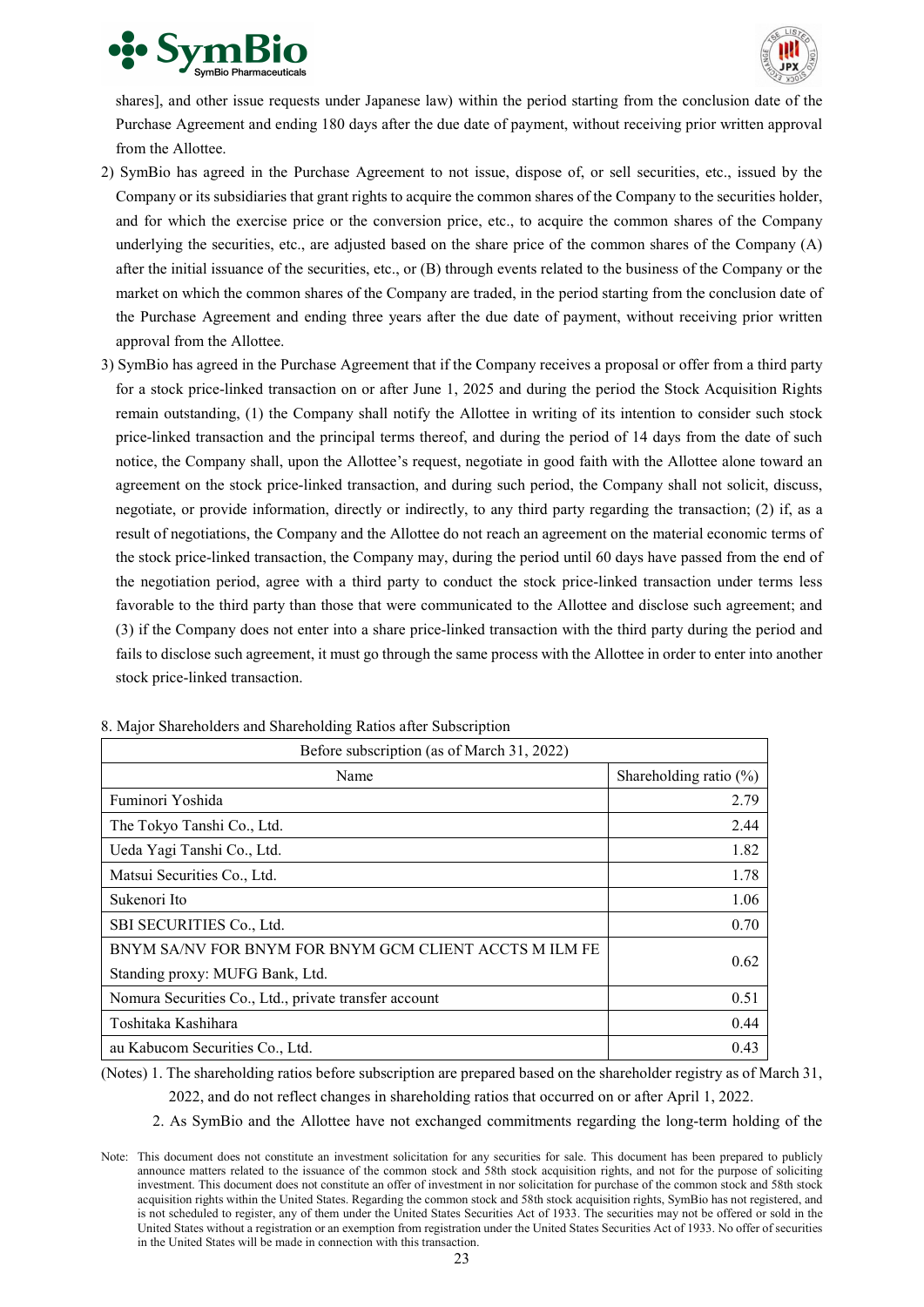shares], and other issue requests under Japanese law) within the period starting from the conclusion date of the Purchase Agreement and ending 180 days after the due date of payment, without receiving prior written approval from the Allottee.

2) SymBio has agreed in the Purchase Agreement to not issue, dispose of, or sell securities, etc., issued by the Company or its subsidiaries that grant rights to acquire the common shares of the Company to the securities holder, and for which the exercise price or the conversion price, etc., to acquire the common shares of the Company underlying the securities, etc., are adjusted based on the share price of the common shares of the Company (A) after the initial issuance of the securities, etc., or (B) through events related to the business of the Company or the market on which the common shares of the Company are traded, in the period starting from the conclusion date of the Purchase Agreement and ending three years after the due date of payment, without receiving prior written approval from the Allottee.

3) SymBio has agreed in the Purchase Agreement that if the Company receives a proposal or offer from a third party for a stock price-linked transaction on or after June 1, 2025 and during the period the Stock Acquisition Rights remain outstanding, (1) the Company shall notify the Allottee in writing of its intention to consider such stock price-linked transaction and the principal terms thereof, and during the period of 14 days from the date of such notice, the Company shall, upon the Allottee's request, negotiate in good faith with the Allottee alone toward an agreement on the stock price-linked transaction, and during such period, the Company shall not solicit, discuss, negotiate, or provide information, directly or indirectly, to any third party regarding the transaction; (2) if, as a result of negotiations, the Company and the Allottee do not reach an agreement on the material economic terms of the stock price-linked transaction, the Company may, during the period until 60 days have passed from the end of the negotiation period, agree with a third party to conduct the stock price-linked transaction under terms less favorable to the third party than those that were communicated to the Allottee and disclose such agreement; and (3) if the Company does not enter into a share price-linked transaction with the third party during the period and fails to disclose such agreement, it must go through the same process with the Allottee in order to enter into another stock price-linked transaction.

8. Major Shareholders and Shareholding Ratios after Subscription

| Before subscription (as of March 31, 2022) | |
|---|---|
| Name | Shareholding ratio (%) |
| Fuminori Yoshida | 2.79 |
| The Tokyo Tanshi Co., Ltd. | 2.44 |
| Ueda Yagi Tanshi Co., Ltd. | 1.82 |
| Matsui Securities Co., Ltd. | 1.78 |
| Sukenori Ito | 1.06 |
| SBI SECURITIES Co., Ltd. | 0.70 |
| BNYM SA/NV FOR BNYM FOR BNYM GCM CLIENT ACCTS M ILM FE<br>Standing proxy: MUFG Bank, Ltd. | 0.62 |
| Nomura Securities Co., Ltd., private transfer account | 0.51 |
| Toshitaka Kashihara | 0.44 |
| au Kabucom Securities Co., Ltd. | 0.43 |

(Notes) 1. The shareholding ratios before subscription are prepared based on the shareholder registry as of March 31, 2022, and do not reflect changes in shareholding ratios that occurred on or after April 1, 2022.

2. As SymBio and the Allottee have not exchanged commitments regarding the long-term holding of the

Note: This document does not constitute an investment solicitation for any securities for sale. This document has been prepared to publicly announce matters related to the issuance of the common stock and 58th stock acquisition rights, and not for the purpose of soliciting investment. This document does not constitute an offer of investment in nor solicitation for purchase of the common stock and 58th stock acquisition rights within the United States. Regarding the common stock and 58th stock acquisition rights, SymBio has not registered, and is not scheduled to register, any of them under the United States Securities Act of 1933. The securities may not be offered or sold in the United States without a registration or an exemption from registration under the United States Securities Act of 1933. No offer of securities in the United States will be made in connection with this transaction.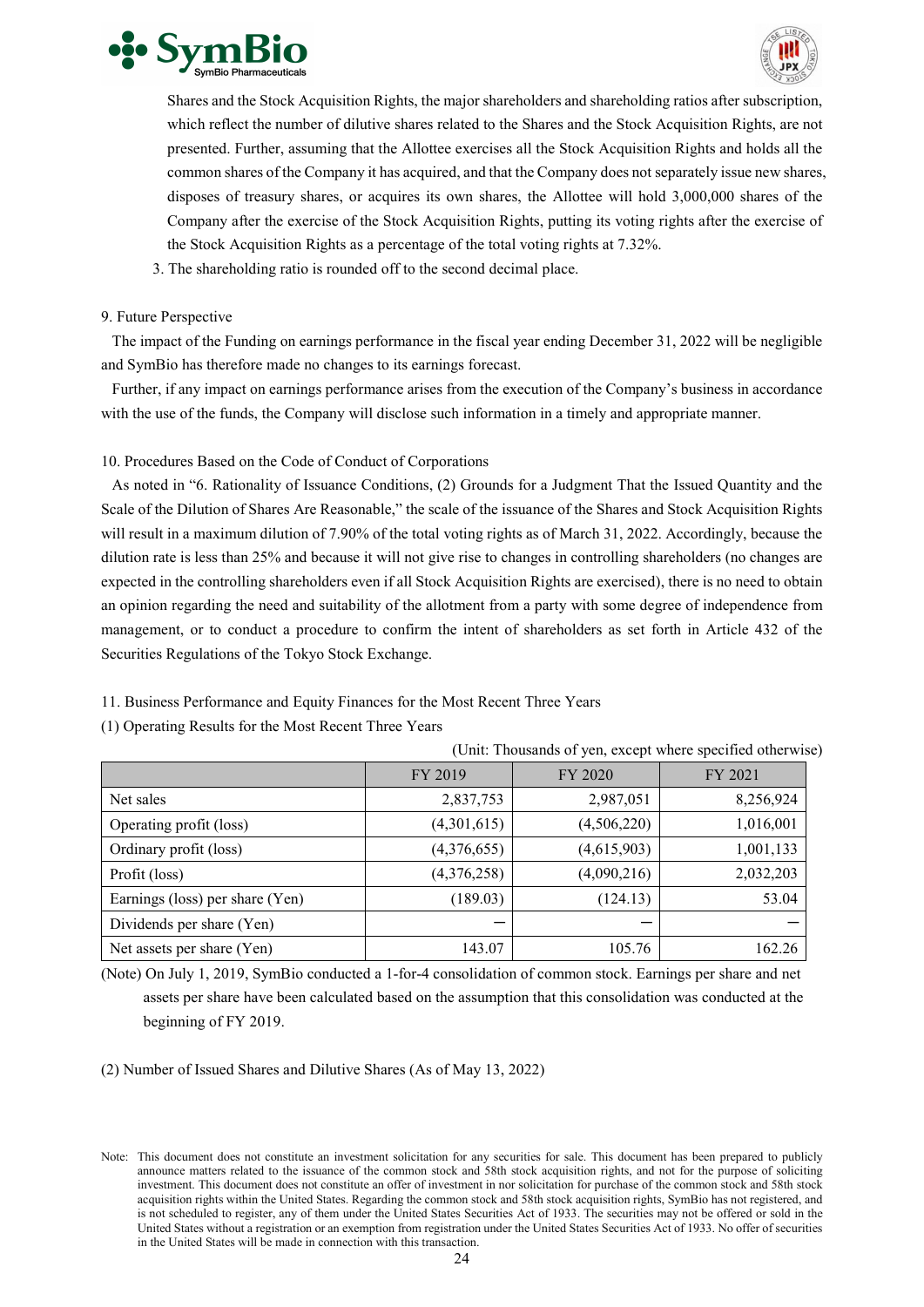Shares and the Stock Acquisition Rights, the major shareholders and shareholding ratios after subscription, which reflect the number of dilutive shares related to the Shares and the Stock Acquisition Rights, are not presented. Further, assuming that the Allottee exercises all the Stock Acquisition Rights and holds all the common shares of the Company it has acquired, and that the Company does not separately issue new shares, disposes of treasury shares, or acquires its own shares, the Allottee will hold 3,000,000 shares of the Company after the exercise of the Stock Acquisition Rights, putting its voting rights after the exercise of the Stock Acquisition Rights as a percentage of the total voting rights at 7.32%.

3. The shareholding ratio is rounded off to the second decimal place.

9. Future Perspective

The impact of the Funding on earnings performance in the fiscal year ending December 31, 2022 will be negligible and SymBio has therefore made no changes to its earnings forecast.

Further, if any impact on earnings performance arises from the execution of the Company's business in accordance with the use of the funds, the Company will disclose such information in a timely and appropriate manner.

10. Procedures Based on the Code of Conduct of Corporations

As noted in "6. Rationality of Issuance Conditions, (2) Grounds for a Judgment That the Issued Quantity and the Scale of the Dilution of Shares Are Reasonable," the scale of the issuance of the Shares and Stock Acquisition Rights will result in a maximum dilution of 7.90% of the total voting rights as of March 31, 2022. Accordingly, because the dilution rate is less than 25% and because it will not give rise to changes in controlling shareholders (no changes are expected in the controlling shareholders even if all Stock Acquisition Rights are exercised), there is no need to obtain an opinion regarding the need and suitability of the allotment from a party with some degree of independence from management, or to conduct a procedure to confirm the intent of shareholders as set forth in Article 432 of the Securities Regulations of the Tokyo Stock Exchange.

11. Business Performance and Equity Finances for the Most Recent Three Years

(1) Operating Results for the Most Recent Three Years

(Unit: Thousands of yen, except where specified otherwise)

| | FY 2019 | FY 2020 | FY 2021 |
|---|---|---|---|
| Net sales | 2,837,753 | 2,987,051 | 8,256,924 |
| Operating profit (loss) | (4,301,615) | (4,506,220) | 1,016,001 |
| Ordinary profit (loss) | (4,376,655) | (4,615,903) | 1,001,133 |
| Profit (loss) | (4,376,258) | (4,090,216) | 2,032,203 |
| Earnings (loss) per share (Yen) | (189.03) | (124.13) | 53.04 |
| Dividends per share (Yen) | — | — | — |
| Net assets per share (Yen) | 143.07 | 105.76 | 162.26 |

(Note) On July 1, 2019, SymBio conducted a 1-for-4 consolidation of common stock. Earnings per share and net assets per share have been calculated based on the assumption that this consolidation was conducted at the beginning of FY 2019.

(2) Number of Issued Shares and Dilutive Shares (As of May 13, 2022)

Note: This document does not constitute an investment solicitation for any securities for sale. This document has been prepared to publicly announce matters related to the issuance of the common stock and 58th stock acquisition rights, and not for the purpose of soliciting investment. This document does not constitute an offer of investment in nor solicitation for purchase of the common stock and 58th stock acquisition rights within the United States. Regarding the common stock and 58th stock acquisition rights, SymBio has not registered, and is not scheduled to register, any of them under the United States Securities Act of 1933. The securities may not be offered or sold in the United States without a registration or an exemption from registration under the United States Securities Act of 1933. No offer of securities in the United States will be made in connection with this transaction.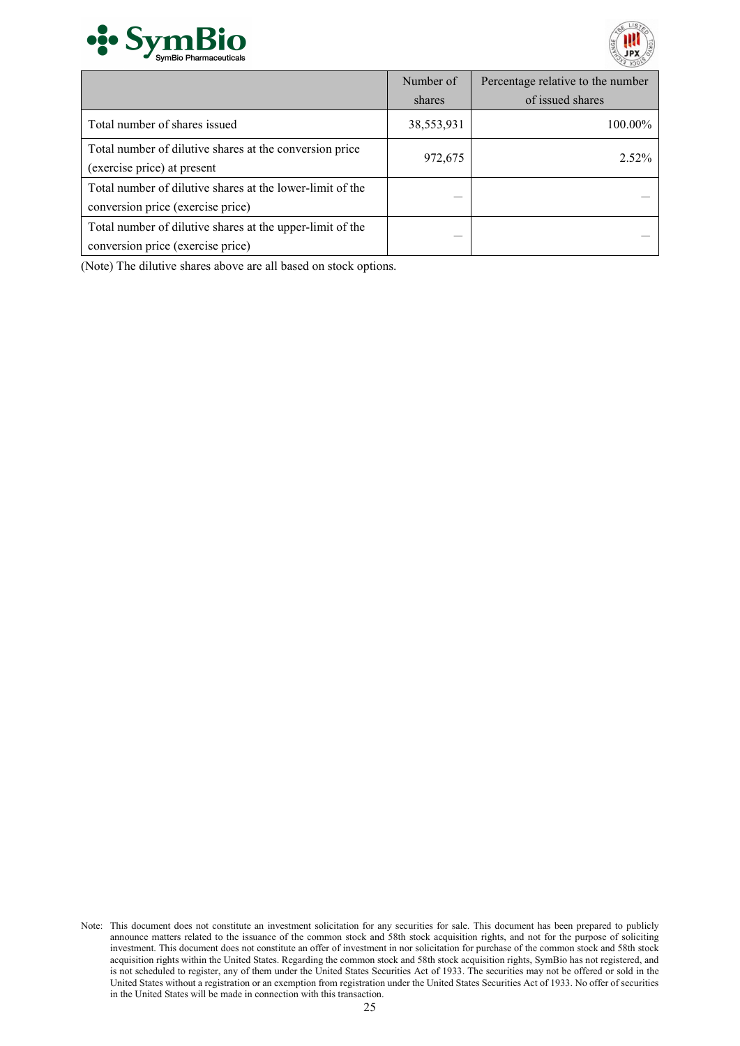| | Number of shares | Percentage relative to the number of issued shares |
|---|---|---|
| Total number of shares issued | 38,553,931 | 100.00% |
| Total number of dilutive shares at the conversion price (exercise price) at present | 972,675 | 2.52% |
| Total number of dilutive shares at the lower-limit of the conversion price (exercise price) | — | — |
| Total number of dilutive shares at the upper-limit of the conversion price (exercise price) | — | — |

(Note) The dilutive shares above are all based on stock options.

Note: This document does not constitute an investment solicitation for any securities for sale. This document has been prepared to publicly announce matters related to the issuance of the common stock and 58th stock acquisition rights, and not for the purpose of soliciting investment. This document does not constitute an offer of investment in nor solicitation for purchase of the common stock and 58th stock acquisition rights within the United States. Regarding the common stock and 58th stock acquisition rights, SymBio has not registered, and is not scheduled to register, any of them under the United States Securities Act of 1933. The securities may not be offered or sold in the United States without a registration or an exemption from registration under the United States Securities Act of 1933. No offer of securities in the United States will be made in connection with this transaction.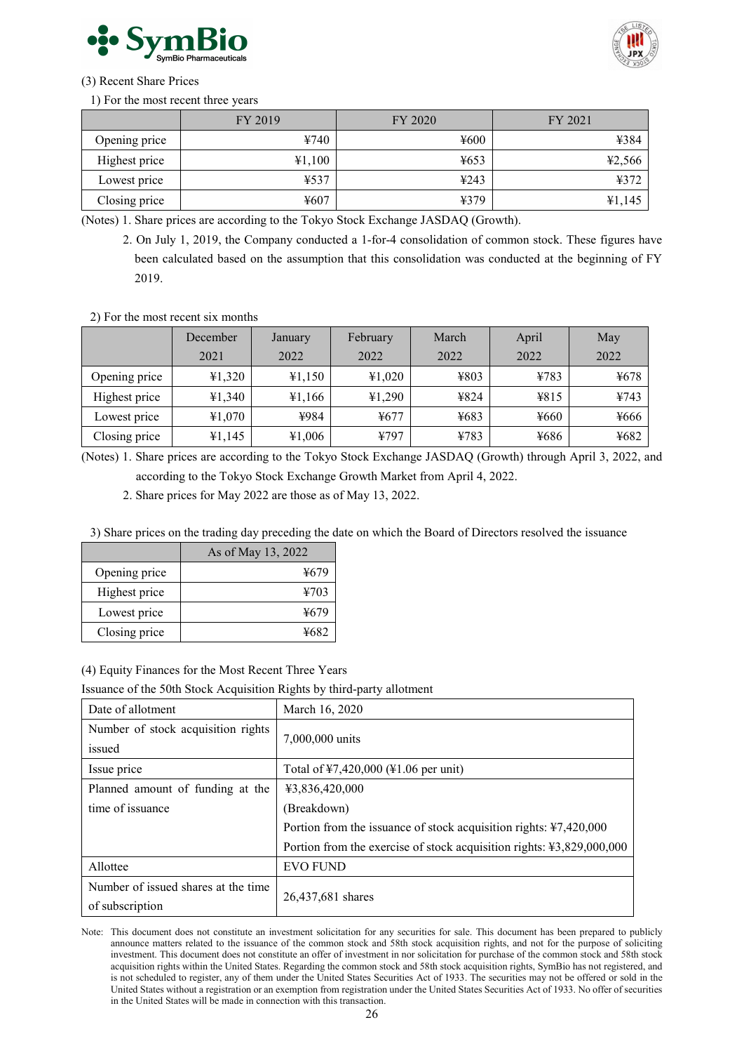(3) Recent Share Prices

1) For the most recent three years

| | FY 2019 | FY 2020 | FY 2021 |
|---|---|---|---|
| Opening price | ¥740 | ¥600 | ¥384 |
| Highest price | ¥1,100 | ¥653 | ¥2,566 |
| Lowest price | ¥537 | ¥243 | ¥372 |
| Closing price | ¥607 | ¥379 | ¥1,145 |

(Notes) 1. Share prices are according to the Tokyo Stock Exchange JASDAQ (Growth).

2. On July 1, 2019, the Company conducted a 1-for-4 consolidation of common stock. These figures have been calculated based on the assumption that this consolidation was conducted at the beginning of FY 2019.

2) For the most recent six months

| | December 2021 | January 2022 | February 2022 | March 2022 | April 2022 | May 2022 |
|---|---|---|---|---|---|---|
| Opening price | ¥1,320 | ¥1,150 | ¥1,020 | ¥803 | ¥783 | ¥678 |
| Highest price | ¥1,340 | ¥1,166 | ¥1,290 | ¥824 | ¥815 | ¥743 |
| Lowest price | ¥1,070 | ¥984 | ¥677 | ¥683 | ¥660 | ¥666 |
| Closing price | ¥1,145 | ¥1,006 | ¥797 | ¥783 | ¥686 | ¥682 |

(Notes) 1. Share prices are according to the Tokyo Stock Exchange JASDAQ (Growth) through April 3, 2022, and according to the Tokyo Stock Exchange Growth Market from April 4, 2022.

2. Share prices for May 2022 are those as of May 13, 2022.

3) Share prices on the trading day preceding the date on which the Board of Directors resolved the issuance

| | As of May 13, 2022 |
|---|---|
| Opening price | ¥679 |
| Highest price | ¥703 |
| Lowest price | ¥679 |
| Closing price | ¥682 |

(4) Equity Finances for the Most Recent Three Years

Issuance of the 50th Stock Acquisition Rights by third-party allotment

| | |
|---|---|
| Date of allotment | March 16, 2020 |
| Number of stock acquisition rights issued | 7,000,000 units |
| Issue price | Total of ¥7,420,000 (¥1.06 per unit) |
| Planned amount of funding at the time of issuance | ¥3,836,420,000<br>(Breakdown)<br>Portion from the issuance of stock acquisition rights: ¥7,420,000<br>Portion from the exercise of stock acquisition rights: ¥3,829,000,000 |
| Allottee | EVO FUND |
| Number of issued shares at the time of subscription | 26,437,681 shares |

Note: This document does not constitute an investment solicitation for any securities for sale. This document has been prepared to publicly announce matters related to the issuance of the common stock and 58th stock acquisition rights, and not for the purpose of soliciting investment. This document does not constitute an offer of investment in nor solicitation for purchase of the common stock and 58th stock acquisition rights within the United States. Regarding the common stock and 58th stock acquisition rights, SymBio has not registered, and is not scheduled to register, any of them under the United States Securities Act of 1933. The securities may not be offered or sold in the United States without a registration or an exemption from registration under the United States Securities Act of 1933. No offer of securities in the United States will be made in connection with this transaction.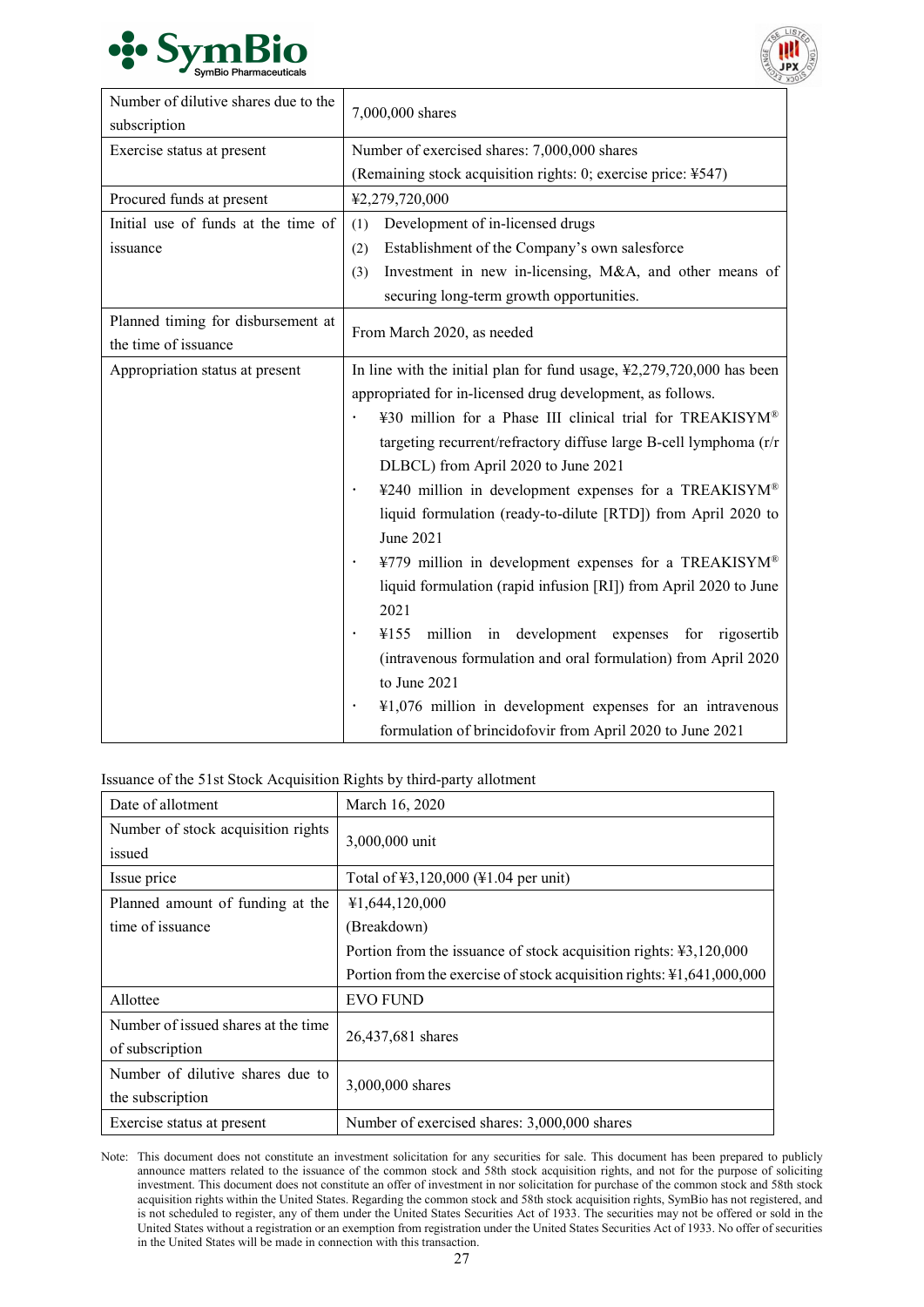| Number of dilutive shares due to the subscription | 7,000,000 shares |
|---|---|
| Exercise status at present | Number of exercised shares: 7,000,000 shares<br>(Remaining stock acquisition rights: 0; exercise price: ¥547) |
| Procured funds at present | ¥2,279,720,000 |
| Initial use of funds at the time of issuance | (1) Development of in-licensed drugs<br>(2) Establishment of the Company's own salesforce<br>(3) Investment in new in-licensing, M&A, and other means of securing long-term growth opportunities. |
| Planned timing for disbursement at the time of issuance | From March 2020, as needed |
| Appropriation status at present | In line with the initial plan for fund usage, ¥2,279,720,000 has been appropriated for in-licensed drug development, as follows.<br>・ ¥30 million for a Phase III clinical trial for TREAKISYM® targeting recurrent/refractory diffuse large B-cell lymphoma (r/r DLBCL) from April 2020 to June 2021<br>・ ¥240 million in development expenses for a TREAKISYM® liquid formulation (ready-to-dilute [RTD]) from April 2020 to June 2021<br>・ ¥779 million in development expenses for a TREAKISYM® liquid formulation (rapid infusion [RI]) from April 2020 to June 2021<br>・ ¥155 million in development expenses for rigosertib (intravenous formulation and oral formulation) from April 2020 to June 2021<br>・ ¥1,076 million in development expenses for an intravenous formulation of brincidofovir from April 2020 to June 2021 |

Issuance of the 51st Stock Acquisition Rights by third-party allotment

| Date of allotment | March 16, 2020 |
|---|---|
| Number of stock acquisition rights issued | 3,000,000 unit |
| Issue price | Total of ¥3,120,000 (¥1.04 per unit) |
| Planned amount of funding at the time of issuance | ¥1,644,120,000<br>(Breakdown)<br>Portion from the issuance of stock acquisition rights: ¥3,120,000<br>Portion from the exercise of stock acquisition rights: ¥1,641,000,000 |
| Allottee | EVO FUND |
| Number of issued shares at the time of subscription | 26,437,681 shares |
| Number of dilutive shares due to the subscription | 3,000,000 shares |
| Exercise status at present | Number of exercised shares: 3,000,000 shares |

Note: This document does not constitute an investment solicitation for any securities for sale. This document has been prepared to publicly announce matters related to the issuance of the common stock and 58th stock acquisition rights, and not for the purpose of soliciting investment. This document does not constitute an offer of investment in nor solicitation for purchase of the common stock and 58th stock acquisition rights within the United States. Regarding the common stock and 58th stock acquisition rights, SymBio has not registered, and is not scheduled to register, any of them under the United States Securities Act of 1933. The securities may not be offered or sold in the United States without a registration or an exemption from registration under the United States Securities Act of 1933. No offer of securities in the United States will be made in connection with this transaction.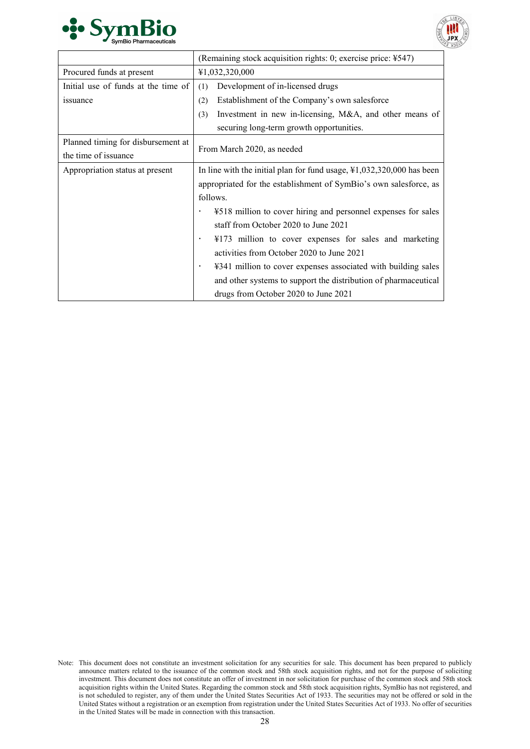| | |
|---|---|
| | (Remaining stock acquisition rights: 0; exercise price: ¥547) |
| Procured funds at present | ¥1,032,320,000 |
| Initial use of funds at the time of issuance | (1) Development of in-licensed drugs<br>(2) Establishment of the Company's own salesforce<br>(3) Investment in new in-licensing, M&A, and other means of securing long-term growth opportunities. |
| Planned timing for disbursement at the time of issuance | From March 2020, as needed |
| Appropriation status at present | In line with the initial plan for fund usage, ¥1,032,320,000 has been appropriated for the establishment of SymBio's own salesforce, as follows.<br>・ ¥518 million to cover hiring and personnel expenses for sales staff from October 2020 to June 2021<br>・ ¥173 million to cover expenses for sales and marketing activities from October 2020 to June 2021<br>・ ¥341 million to cover expenses associated with building sales and other systems to support the distribution of pharmaceutical drugs from October 2020 to June 2021 |

Note: This document does not constitute an investment solicitation for any securities for sale. This document has been prepared to publicly announce matters related to the issuance of the common stock and 58th stock acquisition rights, and not for the purpose of soliciting investment. This document does not constitute an offer of investment in nor solicitation for purchase of the common stock and 58th stock acquisition rights within the United States. Regarding the common stock and 58th stock acquisition rights, SymBio has not registered, and is not scheduled to register, any of them under the United States Securities Act of 1933. The securities may not be offered or sold in the United States without a registration or an exemption from registration under the United States Securities Act of 1933. No offer of securities in the United States will be made in connection with this transaction.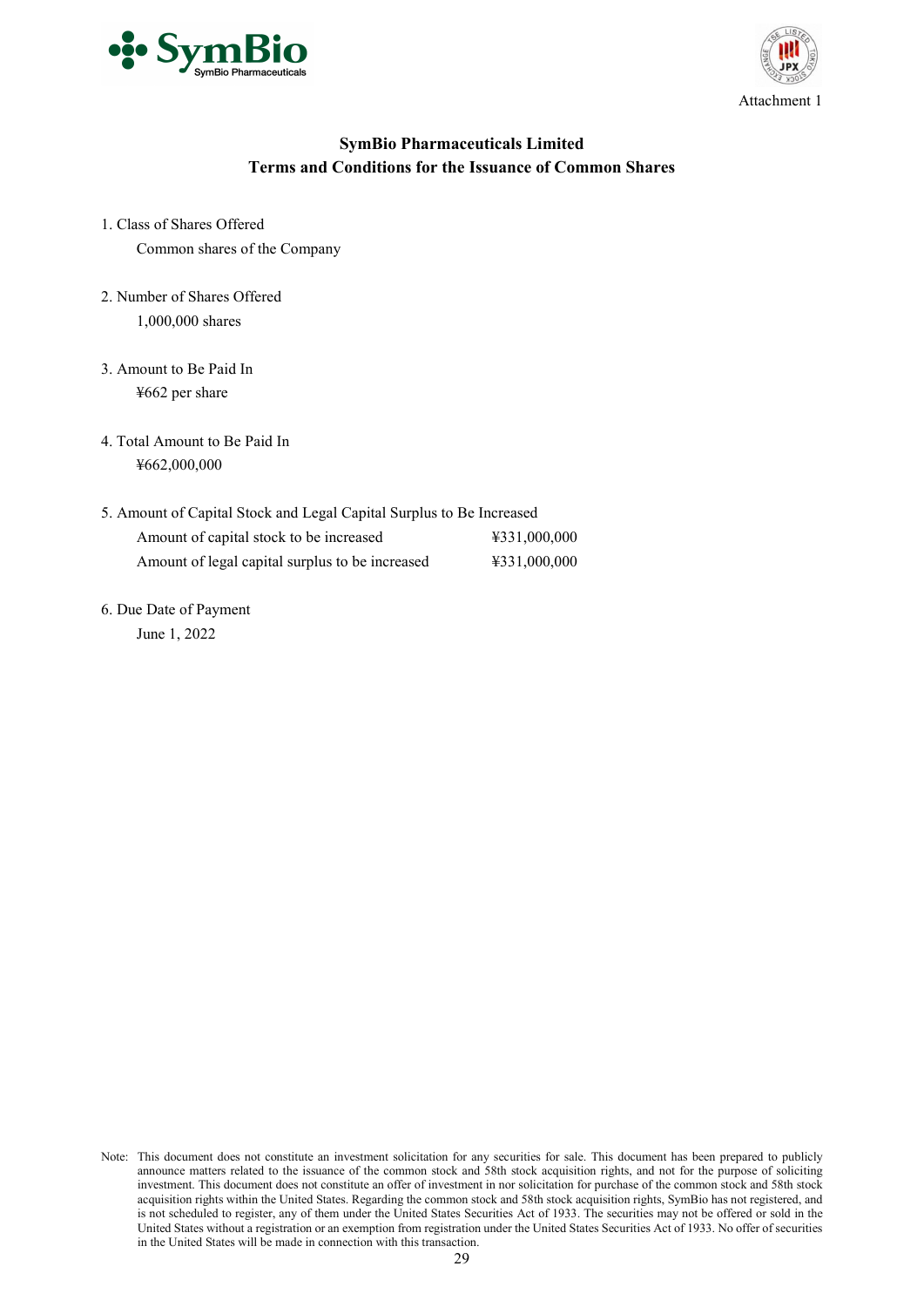Attachment 1

## SymBio Pharmaceuticals Limited
## Terms and Conditions for the Issuance of Common Shares

1. Class of Shares Offered

   Common shares of the Company

2. Number of Shares Offered

   1,000,000 shares

3. Amount to Be Paid In

   ¥662 per share

4. Total Amount to Be Paid In

   ¥662,000,000

5. Amount of Capital Stock and Legal Capital Surplus to Be Increased

| | |
|---|---|
| Amount of capital stock to be increased | ¥331,000,000 |
| Amount of legal capital surplus to be increased | ¥331,000,000 |

6. Due Date of Payment

   June 1, 2022

Note: This document does not constitute an investment solicitation for any securities for sale. This document has been prepared to publicly announce matters related to the issuance of the common stock and 58th stock acquisition rights, and not for the purpose of soliciting investment. This document does not constitute an offer of investment in nor solicitation for purchase of the common stock and 58th stock acquisition rights within the United States. Regarding the common stock and 58th stock acquisition rights, SymBio has not registered, and is not scheduled to register, any of them under the United States Securities Act of 1933. The securities may not be offered or sold in the United States without a registration or an exemption from registration under the United States Securities Act of 1933. No offer of securities in the United States will be made in connection with this transaction.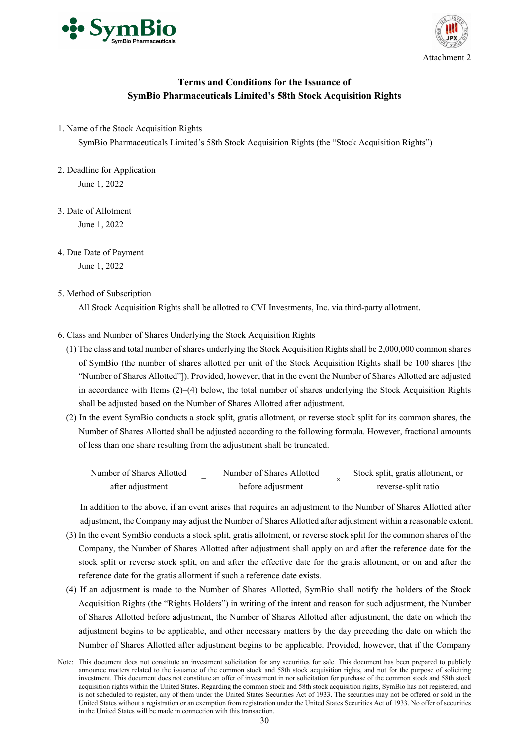Attachment 2

## Terms and Conditions for the Issuance of SymBio Pharmaceuticals Limited's 58th Stock Acquisition Rights

1. Name of the Stock Acquisition Rights

   SymBio Pharmaceuticals Limited's 58th Stock Acquisition Rights (the "Stock Acquisition Rights")

2. Deadline for Application

   June 1, 2022

3. Date of Allotment

   June 1, 2022

4. Due Date of Payment

   June 1, 2022

5. Method of Subscription

   All Stock Acquisition Rights shall be allotted to CVI Investments, Inc. via third-party allotment.

6. Class and Number of Shares Underlying the Stock Acquisition Rights

   (1) The class and total number of shares underlying the Stock Acquisition Rights shall be 2,000,000 common shares of SymBio (the number of shares allotted per unit of the Stock Acquisition Rights shall be 100 shares [the "Number of Shares Allotted"]). Provided, however, that in the event the Number of Shares Allotted are adjusted in accordance with Items (2)–(4) below, the total number of shares underlying the Stock Acquisition Rights shall be adjusted based on the Number of Shares Allotted after adjustment.

   (2) In the event SymBio conducts a stock split, gratis allotment, or reverse stock split for its common shares, the Number of Shares Allotted shall be adjusted according to the following formula. However, fractional amounts of less than one share resulting from the adjustment shall be truncated.

$$\text{Number of Shares Allotted after adjustment} = \text{Number of Shares Allotted before adjustment} \times \text{Stock split, gratis allotment, or reverse-split ratio}$$

   In addition to the above, if an event arises that requires an adjustment to the Number of Shares Allotted after adjustment, the Company may adjust the Number of Shares Allotted after adjustment within a reasonable extent.

   (3) In the event SymBio conducts a stock split, gratis allotment, or reverse stock split for the common shares of the Company, the Number of Shares Allotted after adjustment shall apply on and after the reference date for the stock split or reverse stock split, on and after the effective date for the gratis allotment, or on and after the reference date for the gratis allotment if such a reference date exists.

   (4) If an adjustment is made to the Number of Shares Allotted, SymBio shall notify the holders of the Stock Acquisition Rights (the "Rights Holders") in writing of the intent and reason for such adjustment, the Number of Shares Allotted before adjustment, the Number of Shares Allotted after adjustment, the date on which the adjustment begins to be applicable, and other necessary matters by the day preceding the date on which the Number of Shares Allotted after adjustment begins to be applicable. Provided, however, that if the Company

Note: This document does not constitute an investment solicitation for any securities for sale. This document has been prepared to publicly announce matters related to the issuance of the common stock and 58th stock acquisition rights, and not for the purpose of soliciting investment. This document does not constitute an offer of investment in nor solicitation for purchase of the common stock and 58th stock acquisition rights within the United States. Regarding the common stock and 58th stock acquisition rights, SymBio has not registered, and is not scheduled to register, any of them under the United States Securities Act of 1933. The securities may not be offered or sold in the United States without a registration or an exemption from registration under the United States Securities Act of 1933. No offer of securities in the United States will be made in connection with this transaction.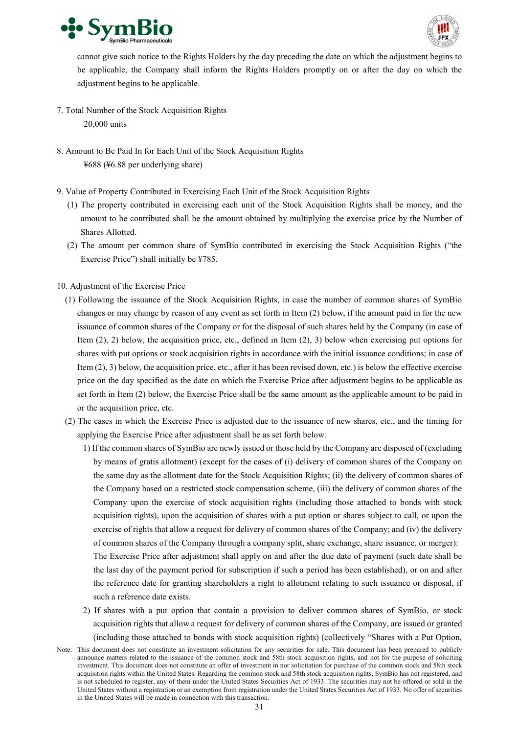cannot give such notice to the Rights Holders by the day preceding the date on which the adjustment begins to be applicable, the Company shall inform the Rights Holders promptly on or after the day on which the adjustment begins to be applicable.

7. Total Number of the Stock Acquisition Rights

   20,000 units

8. Amount to Be Paid In for Each Unit of the Stock Acquisition Rights

   ¥688 (¥6.88 per underlying share)

9. Value of Property Contributed in Exercising Each Unit of the Stock Acquisition Rights

   (1) The property contributed in exercising each unit of the Stock Acquisition Rights shall be money, and the amount to be contributed shall be the amount obtained by multiplying the exercise price by the Number of Shares Allotted.

   (2) The amount per common share of SymBio contributed in exercising the Stock Acquisition Rights ("the Exercise Price") shall initially be ¥785.

10. Adjustment of the Exercise Price

   (1) Following the issuance of the Stock Acquisition Rights, in case the number of common shares of SymBio changes or may change by reason of any event as set forth in Item (2) below, if the amount paid in for the new issuance of common shares of the Company or for the disposal of such shares held by the Company (in case of Item (2), 2) below, the acquisition price, etc., defined in Item (2), 3) below when exercising put options for shares with put options or stock acquisition rights in accordance with the initial issuance conditions; in case of Item (2), 3) below, the acquisition price, etc., after it has been revised down, etc.) is below the effective exercise price on the day specified as the date on which the Exercise Price after adjustment begins to be applicable as set forth in Item (2) below, the Exercise Price shall be the same amount as the applicable amount to be paid in or the acquisition price, etc.

   (2) The cases in which the Exercise Price is adjusted due to the issuance of new shares, etc., and the timing for applying the Exercise Price after adjustment shall be as set forth below.

      1) If the common shares of SymBio are newly issued or those held by the Company are disposed of (excluding by means of gratis allotment) (except for the cases of (i) delivery of common shares of the Company on the same day as the allotment date for the Stock Acquisition Rights; (ii) the delivery of common shares of the Company based on a restricted stock compensation scheme, (iii) the delivery of common shares of the Company upon the exercise of stock acquisition rights (including those attached to bonds with stock acquisition rights), upon the acquisition of shares with a put option or shares subject to call, or upon the exercise of rights that allow a request for delivery of common shares of the Company; and (iv) the delivery of common shares of the Company through a company split, share exchange, share issuance, or merger):
      The Exercise Price after adjustment shall apply on and after the due date of payment (such date shall be the last day of the payment period for subscription if such a period has been established), or on and after the reference date for granting shareholders a right to allotment relating to such issuance or disposal, if such a reference date exists.

      2) If shares with a put option that contain a provision to deliver common shares of SymBio, or stock acquisition rights that allow a request for delivery of common shares of the Company, are issued or granted (including those attached to bonds with stock acquisition rights) (collectively "Shares with a Put Option,

Note: This document does not constitute an investment solicitation for any securities for sale. This document has been prepared to publicly announce matters related to the issuance of the common stock and 58th stock acquisition rights, and not for the purpose of soliciting investment. This document does not constitute an offer of investment in nor solicitation for purchase of the common stock and 58th stock acquisition rights within the United States. Regarding the common stock and 58th stock acquisition rights, SymBio has not registered, and is not scheduled to register, any of them under the United States Securities Act of 1933. The securities may not be offered or sold in the United States without a registration or an exemption from registration under the United States Securities Act of 1933. No offer of securities in the United States will be made in connection with this transaction.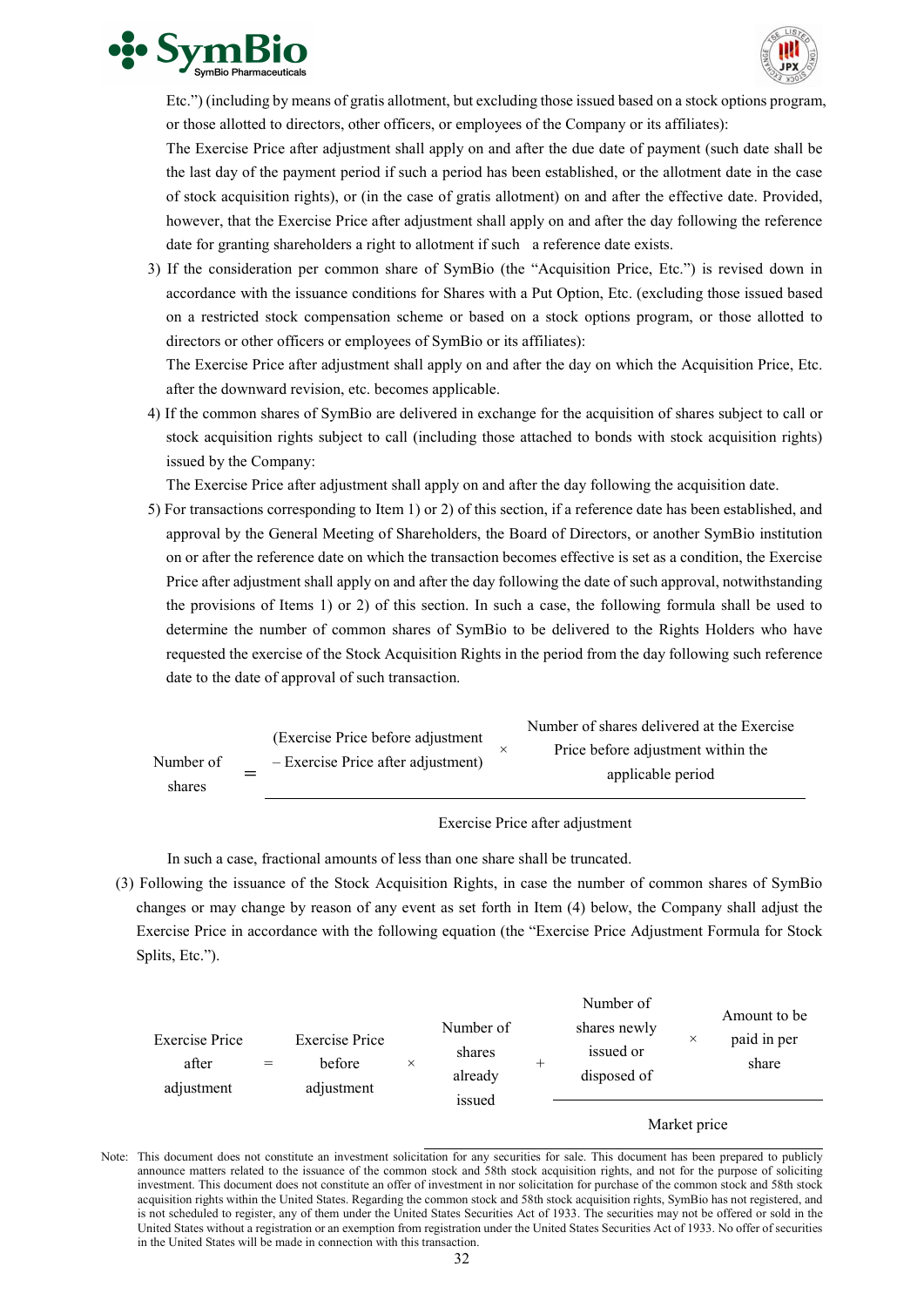Etc.") (including by means of gratis allotment, but excluding those issued based on a stock options program, or those allotted to directors, other officers, or employees of the Company or its affiliates):

The Exercise Price after adjustment shall apply on and after the due date of payment (such date shall be the last day of the payment period if such a period has been established, or the allotment date in the case of stock acquisition rights), or (in the case of gratis allotment) on and after the effective date. Provided, however, that the Exercise Price after adjustment shall apply on and after the day following the reference date for granting shareholders a right to allotment if such a reference date exists.

3) If the consideration per common share of SymBio (the "Acquisition Price, Etc.") is revised down in accordance with the issuance conditions for Shares with a Put Option, Etc. (excluding those issued based on a restricted stock compensation scheme or based on a stock options program, or those allotted to directors or other officers or employees of SymBio or its affiliates):

The Exercise Price after adjustment shall apply on and after the day on which the Acquisition Price, Etc. after the downward revision, etc. becomes applicable.

4) If the common shares of SymBio are delivered in exchange for the acquisition of shares subject to call or stock acquisition rights subject to call (including those attached to bonds with stock acquisition rights) issued by the Company:

The Exercise Price after adjustment shall apply on and after the day following the acquisition date.

5) For transactions corresponding to Item 1) or 2) of this section, if a reference date has been established, and approval by the General Meeting of Shareholders, the Board of Directors, or another SymBio institution on or after the reference date on which the transaction becomes effective is set as a condition, the Exercise Price after adjustment shall apply on and after the day following the date of such approval, notwithstanding the provisions of Items 1) or 2) of this section. In such a case, the following formula shall be used to determine the number of common shares of SymBio to be delivered to the Rights Holders who have requested the exercise of the Stock Acquisition Rights in the period from the day following such reference date to the date of approval of such transaction.

$$\text{Number of shares} = \frac{(\text{Exercise Price before adjustment} - \text{Exercise Price after adjustment}) \times \text{Number of shares delivered at the Exercise Price before adjustment within the applicable period}}{\text{Exercise Price after adjustment}}$$

In such a case, fractional amounts of less than one share shall be truncated.

(3) Following the issuance of the Stock Acquisition Rights, in case the number of common shares of SymBio changes or may change by reason of any event as set forth in Item (4) below, the Company shall adjust the Exercise Price in accordance with the following equation (the "Exercise Price Adjustment Formula for Stock Splits, Etc.").

$$\text{Exercise Price after adjustment} = \text{Exercise Price before adjustment} \times \frac{\text{Number of shares already issued} + \dfrac{\text{Number of shares newly issued or disposed of} \times \text{Amount to be paid in per share}}{\text{Market price}}}{}$$

Note: This document does not constitute an investment solicitation for any securities for sale. This document has been prepared to publicly announce matters related to the issuance of the common stock and 58th stock acquisition rights, and not for the purpose of soliciting investment. This document does not constitute an offer of investment in nor solicitation for purchase of the common stock and 58th stock acquisition rights within the United States. Regarding the common stock and 58th stock acquisition rights, SymBio has not registered, and is not scheduled to register, any of them under the United States Securities Act of 1933. The securities may not be offered or sold in the United States without a registration or an exemption from registration under the United States Securities Act of 1933. No offer of securities in the United States will be made in connection with this transaction.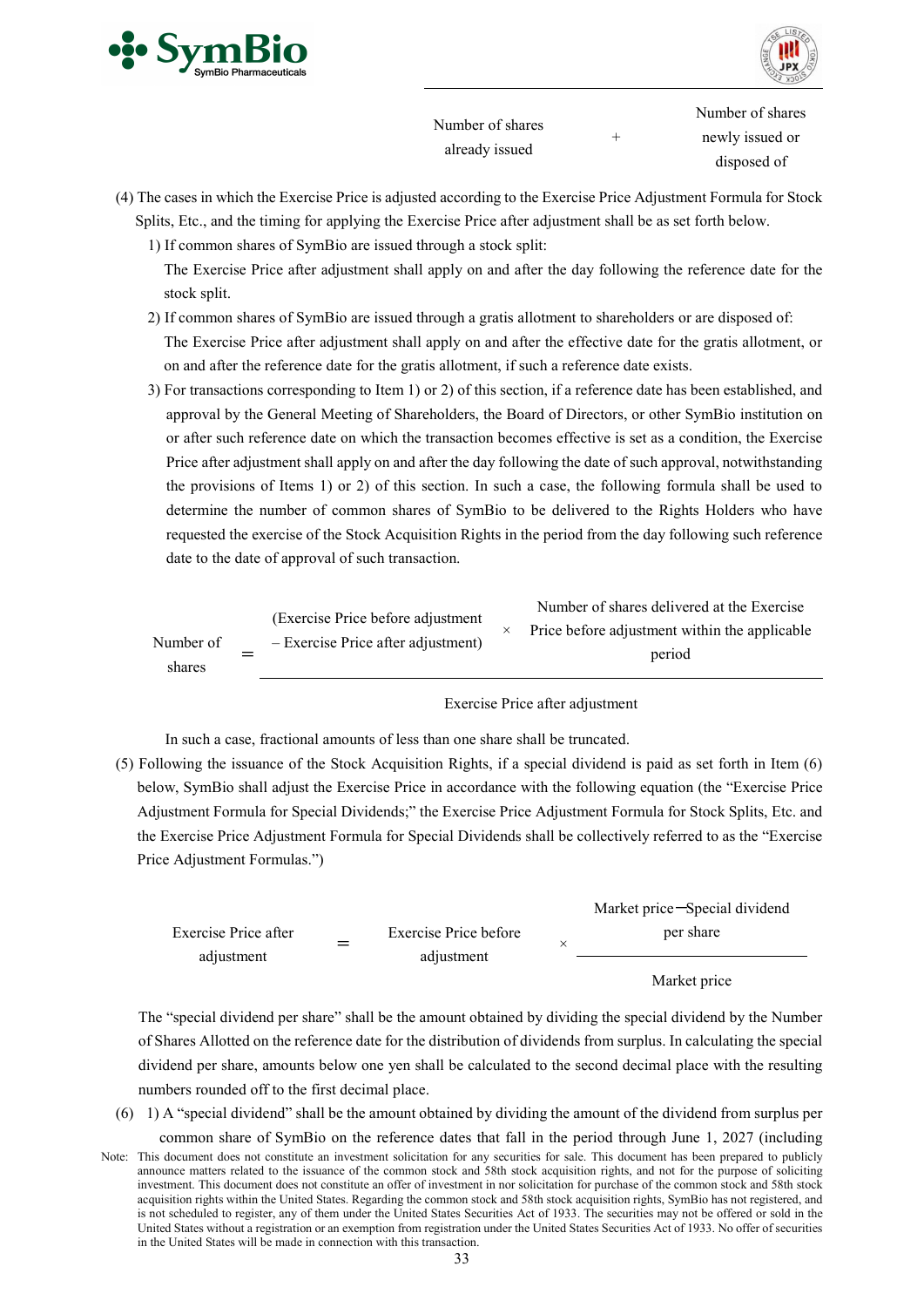$$\text{Number of shares already issued} + \text{Number of shares newly issued or disposed of}$$

(4) The cases in which the Exercise Price is adjusted according to the Exercise Price Adjustment Formula for Stock Splits, Etc., and the timing for applying the Exercise Price after adjustment shall be as set forth below.

1) If common shares of SymBio are issued through a stock split:
The Exercise Price after adjustment shall apply on and after the day following the reference date for the stock split.

2) If common shares of SymBio are issued through a gratis allotment to shareholders or are disposed of:
The Exercise Price after adjustment shall apply on and after the effective date for the gratis allotment, or on and after the reference date for the gratis allotment, if such a reference date exists.

3) For transactions corresponding to Item 1) or 2) of this section, if a reference date has been established, and approval by the General Meeting of Shareholders, the Board of Directors, or other SymBio institution on or after such reference date on which the transaction becomes effective is set as a condition, the Exercise Price after adjustment shall apply on and after the day following the date of such approval, notwithstanding the provisions of Items 1) or 2) of this section. In such a case, the following formula shall be used to determine the number of common shares of SymBio to be delivered to the Rights Holders who have requested the exercise of the Stock Acquisition Rights in the period from the day following such reference date to the date of approval of such transaction.

$$\text{Number of shares} = \frac{(\text{Exercise Price before adjustment} - \text{Exercise Price after adjustment}) \times \text{Number of shares delivered at the Exercise Price before adjustment within the applicable period}}{\text{Exercise Price after adjustment}}$$

In such a case, fractional amounts of less than one share shall be truncated.

(5) Following the issuance of the Stock Acquisition Rights, if a special dividend is paid as set forth in Item (6) below, SymBio shall adjust the Exercise Price in accordance with the following equation (the "Exercise Price Adjustment Formula for Special Dividends;" the Exercise Price Adjustment Formula for Stock Splits, Etc. and the Exercise Price Adjustment Formula for Special Dividends shall be collectively referred to as the "Exercise Price Adjustment Formulas.")

$$\text{Exercise Price after adjustment} = \text{Exercise Price before adjustment} \times \frac{\text{Market price} - \text{Special dividend per share}}{\text{Market price}}$$

The "special dividend per share" shall be the amount obtained by dividing the special dividend by the Number of Shares Allotted on the reference date for the distribution of dividends from surplus. In calculating the special dividend per share, amounts below one yen shall be calculated to the second decimal place with the resulting numbers rounded off to the first decimal place.

(6) 1) A "special dividend" shall be the amount obtained by dividing the amount of the dividend from surplus per common share of SymBio on the reference dates that fall in the period through June 1, 2027 (including

Note: This document does not constitute an investment solicitation for any securities for sale. This document has been prepared to publicly announce matters related to the issuance of the common stock and 58th stock acquisition rights, and not for the purpose of soliciting investment. This document does not constitute an offer of investment in nor solicitation for purchase of the common stock and 58th stock acquisition rights within the United States. Regarding the common stock and 58th stock acquisition rights, SymBio has not registered, and is not scheduled to register, any of them under the United States Securities Act of 1933. The securities may not be offered or sold in the United States without a registration or an exemption from registration under the United States Securities Act of 1933. No offer of securities in the United States will be made in connection with this transaction.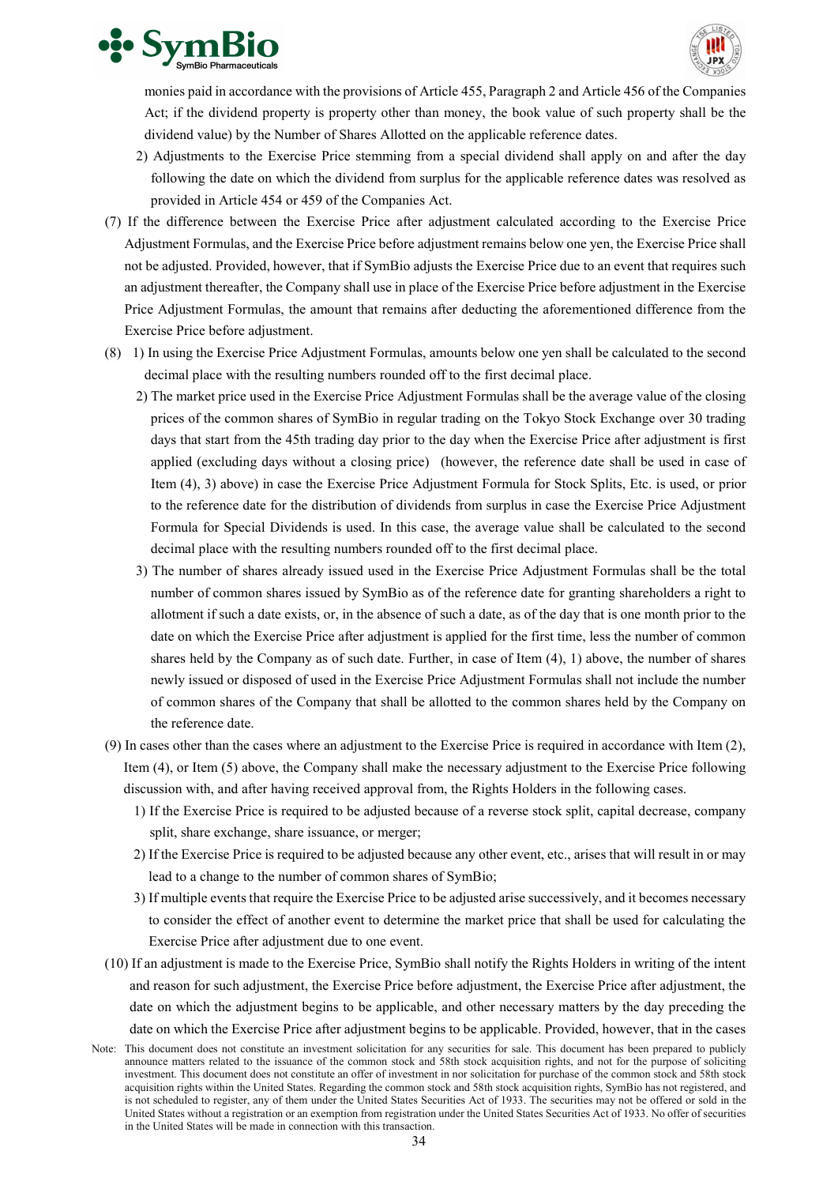monies paid in accordance with the provisions of Article 455, Paragraph 2 and Article 456 of the Companies Act; if the dividend property is property other than money, the book value of such property shall be the dividend value) by the Number of Shares Allotted on the applicable reference dates.

2) Adjustments to the Exercise Price stemming from a special dividend shall apply on and after the day following the date on which the dividend from surplus for the applicable reference dates was resolved as provided in Article 454 or 459 of the Companies Act.

(7) If the difference between the Exercise Price after adjustment calculated according to the Exercise Price Adjustment Formulas, and the Exercise Price before adjustment remains below one yen, the Exercise Price shall not be adjusted. Provided, however, that if SymBio adjusts the Exercise Price due to an event that requires such an adjustment thereafter, the Company shall use in place of the Exercise Price before adjustment in the Exercise Price Adjustment Formulas, the amount that remains after deducting the aforementioned difference from the Exercise Price before adjustment.

(8) 1) In using the Exercise Price Adjustment Formulas, amounts below one yen shall be calculated to the second decimal place with the resulting numbers rounded off to the first decimal place.

2) The market price used in the Exercise Price Adjustment Formulas shall be the average value of the closing prices of the common shares of SymBio in regular trading on the Tokyo Stock Exchange over 30 trading days that start from the 45th trading day prior to the day when the Exercise Price after adjustment is first applied (excluding days without a closing price) (however, the reference date shall be used in case of Item (4), 3) above) in case the Exercise Price Adjustment Formula for Stock Splits, Etc. is used, or prior to the reference date for the distribution of dividends from surplus in case the Exercise Price Adjustment Formula for Special Dividends is used. In this case, the average value shall be calculated to the second decimal place with the resulting numbers rounded off to the first decimal place.

3) The number of shares already issued used in the Exercise Price Adjustment Formulas shall be the total number of common shares issued by SymBio as of the reference date for granting shareholders a right to allotment if such a date exists, or, in the absence of such a date, as of the day that is one month prior to the date on which the Exercise Price after adjustment is applied for the first time, less the number of common shares held by the Company as of such date. Further, in case of Item (4), 1) above, the number of shares newly issued or disposed of used in the Exercise Price Adjustment Formulas shall not include the number of common shares of the Company that shall be allotted to the common shares held by the Company on the reference date.

(9) In cases other than the cases where an adjustment to the Exercise Price is required in accordance with Item (2), Item (4), or Item (5) above, the Company shall make the necessary adjustment to the Exercise Price following discussion with, and after having received approval from, the Rights Holders in the following cases.

1) If the Exercise Price is required to be adjusted because of a reverse stock split, capital decrease, company split, share exchange, share issuance, or merger;

2) If the Exercise Price is required to be adjusted because any other event, etc., arises that will result in or may lead to a change to the number of common shares of SymBio;

3) If multiple events that require the Exercise Price to be adjusted arise successively, and it becomes necessary to consider the effect of another event to determine the market price that shall be used for calculating the Exercise Price after adjustment due to one event.

(10) If an adjustment is made to the Exercise Price, SymBio shall notify the Rights Holders in writing of the intent and reason for such adjustment, the Exercise Price before adjustment, the Exercise Price after adjustment, the date on which the adjustment begins to be applicable, and other necessary matters by the day preceding the date on which the Exercise Price after adjustment begins to be applicable. Provided, however, that in the cases

Note: This document does not constitute an investment solicitation for any securities for sale. This document has been prepared to publicly announce matters related to the issuance of the common stock and 58th stock acquisition rights, and not for the purpose of soliciting investment. This document does not constitute an offer of investment in nor solicitation for purchase of the common stock and 58th stock acquisition rights within the United States. Regarding the common stock and 58th stock acquisition rights, SymBio has not registered, and is not scheduled to register, any of them under the United States Securities Act of 1933. The securities may not be offered or sold in the United States without a registration or an exemption from registration under the United States Securities Act of 1933. No offer of securities in the United States will be made in connection with this transaction.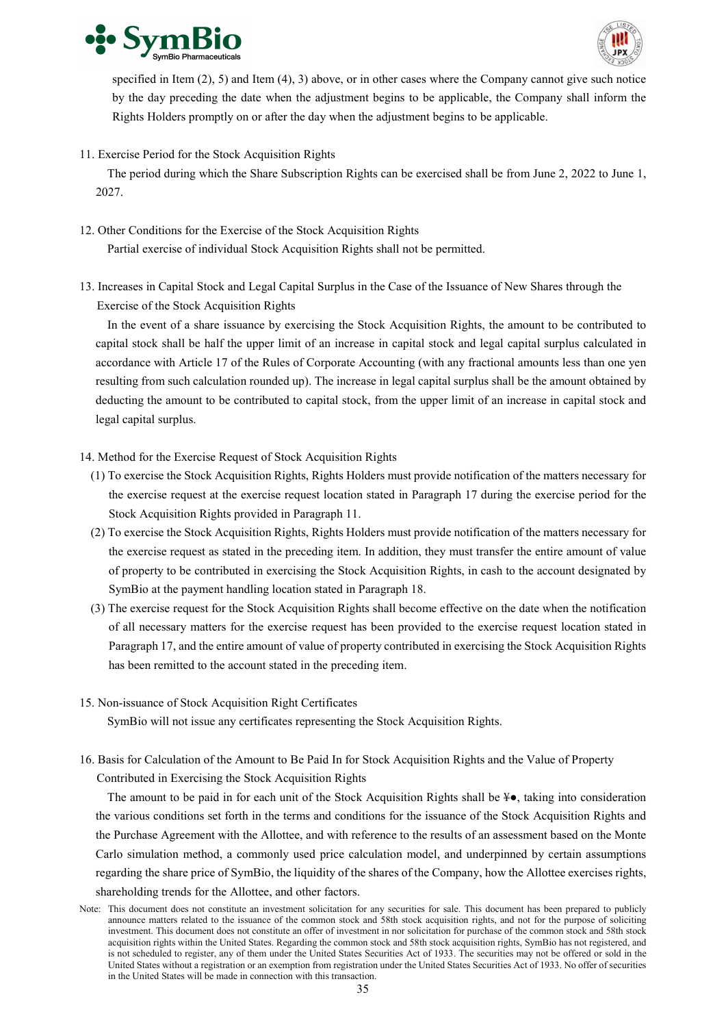specified in Item (2), 5) and Item (4), 3) above, or in other cases where the Company cannot give such notice by the day preceding the date when the adjustment begins to be applicable, the Company shall inform the Rights Holders promptly on or after the day when the adjustment begins to be applicable.

11. Exercise Period for the Stock Acquisition Rights

The period during which the Share Subscription Rights can be exercised shall be from June 2, 2022 to June 1, 2027.

12. Other Conditions for the Exercise of the Stock Acquisition Rights

Partial exercise of individual Stock Acquisition Rights shall not be permitted.

13. Increases in Capital Stock and Legal Capital Surplus in the Case of the Issuance of New Shares through the Exercise of the Stock Acquisition Rights

In the event of a share issuance by exercising the Stock Acquisition Rights, the amount to be contributed to capital stock shall be half the upper limit of an increase in capital stock and legal capital surplus calculated in accordance with Article 17 of the Rules of Corporate Accounting (with any fractional amounts less than one yen resulting from such calculation rounded up). The increase in legal capital surplus shall be the amount obtained by deducting the amount to be contributed to capital stock, from the upper limit of an increase in capital stock and legal capital surplus.

14. Method for the Exercise Request of Stock Acquisition Rights

(1) To exercise the Stock Acquisition Rights, Rights Holders must provide notification of the matters necessary for the exercise request at the exercise request location stated in Paragraph 17 during the exercise period for the Stock Acquisition Rights provided in Paragraph 11.

(2) To exercise the Stock Acquisition Rights, Rights Holders must provide notification of the matters necessary for the exercise request as stated in the preceding item. In addition, they must transfer the entire amount of value of property to be contributed in exercising the Stock Acquisition Rights, in cash to the account designated by SymBio at the payment handling location stated in Paragraph 18.

(3) The exercise request for the Stock Acquisition Rights shall become effective on the date when the notification of all necessary matters for the exercise request has been provided to the exercise request location stated in Paragraph 17, and the entire amount of value of property contributed in exercising the Stock Acquisition Rights has been remitted to the account stated in the preceding item.

15. Non-issuance of Stock Acquisition Right Certificates

SymBio will not issue any certificates representing the Stock Acquisition Rights.

16. Basis for Calculation of the Amount to Be Paid In for Stock Acquisition Rights and the Value of Property Contributed in Exercising the Stock Acquisition Rights

The amount to be paid in for each unit of the Stock Acquisition Rights shall be ¥●, taking into consideration the various conditions set forth in the terms and conditions for the issuance of the Stock Acquisition Rights and the Purchase Agreement with the Allottee, and with reference to the results of an assessment based on the Monte Carlo simulation method, a commonly used price calculation model, and underpinned by certain assumptions regarding the share price of SymBio, the liquidity of the shares of the Company, how the Allottee exercises rights, shareholding trends for the Allottee, and other factors.

Note: This document does not constitute an investment solicitation for any securities for sale. This document has been prepared to publicly announce matters related to the issuance of the common stock and 58th stock acquisition rights, and not for the purpose of soliciting investment. This document does not constitute an offer of investment in nor solicitation for purchase of the common stock and 58th stock acquisition rights within the United States. Regarding the common stock and 58th stock acquisition rights, SymBio has not registered, and is not scheduled to register, any of them under the United States Securities Act of 1933. The securities may not be offered or sold in the United States without a registration or an exemption from registration under the United States Securities Act of 1933. No offer of securities in the United States will be made in connection with this transaction.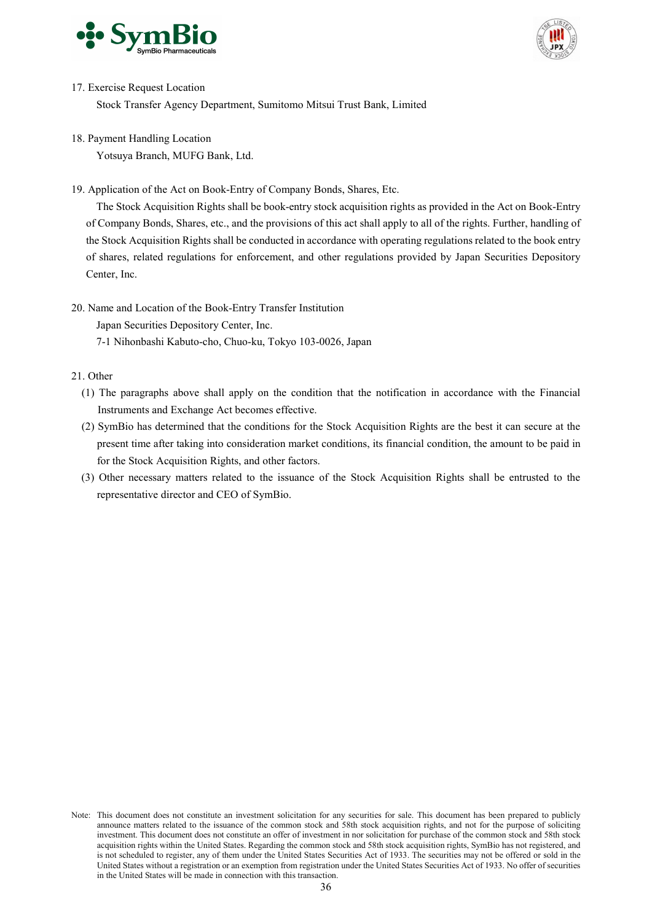17. Exercise Request Location

Stock Transfer Agency Department, Sumitomo Mitsui Trust Bank, Limited

18. Payment Handling Location

Yotsuya Branch, MUFG Bank, Ltd.

19. Application of the Act on Book-Entry of Company Bonds, Shares, Etc.

The Stock Acquisition Rights shall be book-entry stock acquisition rights as provided in the Act on Book-Entry of Company Bonds, Shares, etc., and the provisions of this act shall apply to all of the rights. Further, handling of the Stock Acquisition Rights shall be conducted in accordance with operating regulations related to the book entry of shares, related regulations for enforcement, and other regulations provided by Japan Securities Depository Center, Inc.

20. Name and Location of the Book-Entry Transfer Institution

Japan Securities Depository Center, Inc.
7-1 Nihonbashi Kabuto-cho, Chuo-ku, Tokyo 103-0026, Japan

21. Other

(1) The paragraphs above shall apply on the condition that the notification in accordance with the Financial Instruments and Exchange Act becomes effective.

(2) SymBio has determined that the conditions for the Stock Acquisition Rights are the best it can secure at the present time after taking into consideration market conditions, its financial condition, the amount to be paid in for the Stock Acquisition Rights, and other factors.

(3) Other necessary matters related to the issuance of the Stock Acquisition Rights shall be entrusted to the representative director and CEO of SymBio.

Note: This document does not constitute an investment solicitation for any securities for sale. This document has been prepared to publicly announce matters related to the issuance of the common stock and 58th stock acquisition rights, and not for the purpose of soliciting investment. This document does not constitute an offer of investment in nor solicitation for purchase of the common stock and 58th stock acquisition rights within the United States. Regarding the common stock and 58th stock acquisition rights, SymBio has not registered, and is not scheduled to register, any of them under the United States Securities Act of 1933. The securities may not be offered or sold in the United States without a registration or an exemption from registration under the United States Securities Act of 1933. No offer of securities in the United States will be made in connection with this transaction.